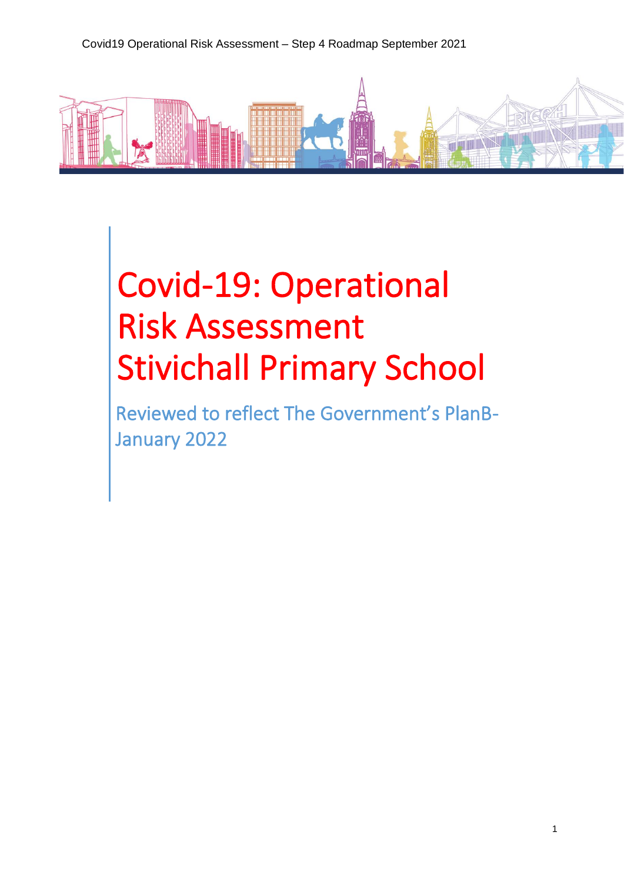# Covid-19: Operational Risk Assessment Stivichall Primary School

Reviewed to reflect The Government's PlanB-January 2022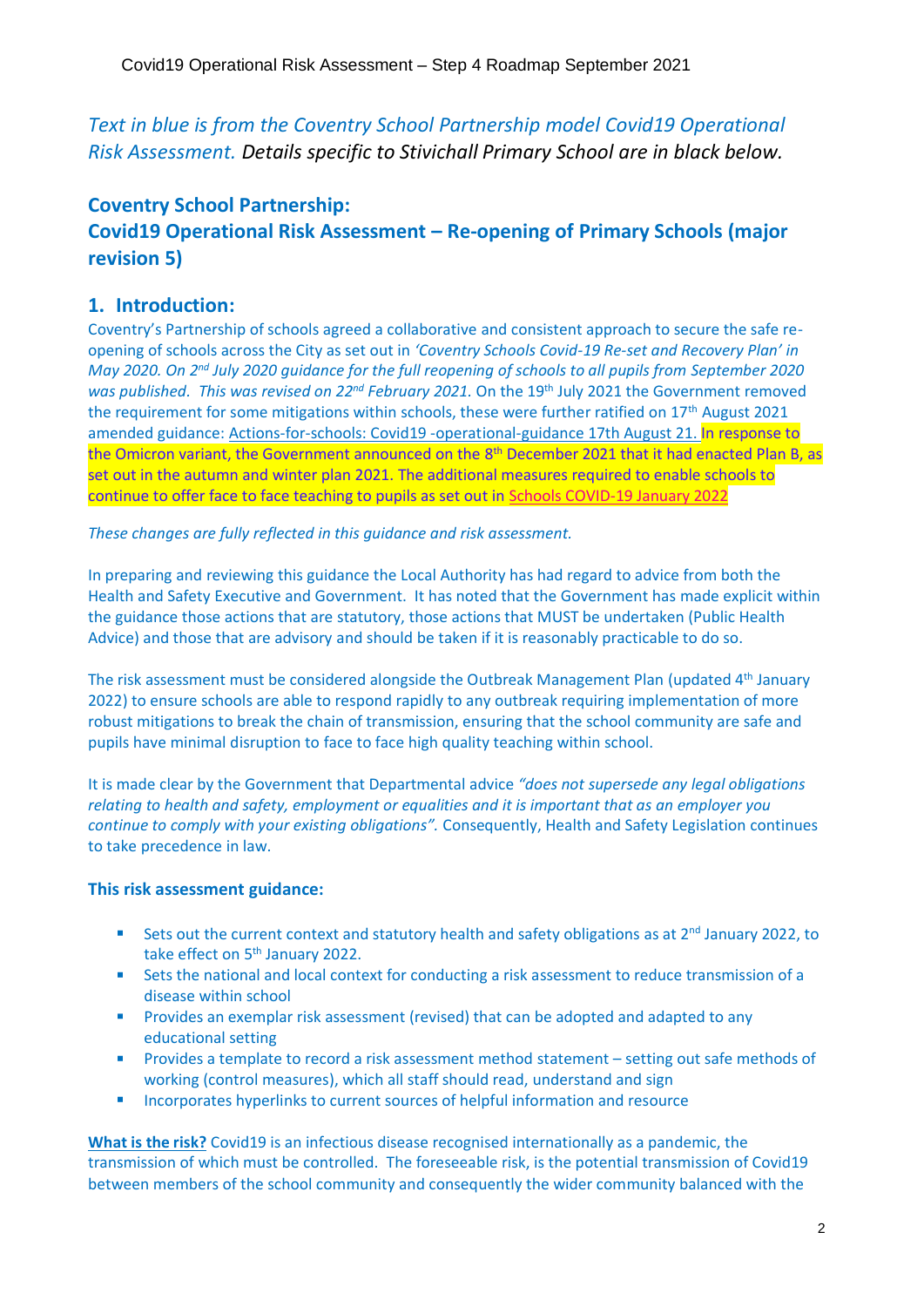*Text in blue is from the Coventry School Partnership model Covid19 Operational Risk Assessment. Details specific to Stivichall Primary School are in black below.*

## Coventry School Partnership:
## Covid19 Operational Risk Assessment – Re-opening of Primary Schools (major revision 5)

## 1. Introduction:

Coventry's Partnership of schools agreed a collaborative and consistent approach to secure the safe re-opening of schools across the City as set out in *'Coventry Schools Covid-19 Re-set and Recovery Plan' in May 2020. On 2nd July 2020 guidance for the full reopening of schools to all pupils from September 2020 was published. This was revised on 22nd February 2021.* On the 19th July 2021 the Government removed the requirement for some mitigations within schools, these were further ratified on 17th August 2021 amended guidance: Actions-for-schools: Covid19 -operational-guidance 17th August 21. In response to the Omicron variant, the Government announced on the 8th December 2021 that it had enacted Plan B, as set out in the autumn and winter plan 2021. The additional measures required to enable schools to continue to offer face to face teaching to pupils as set out in Schools COVID-19 January 2022

*These changes are fully reflected in this guidance and risk assessment.*

In preparing and reviewing this guidance the Local Authority has had regard to advice from both the Health and Safety Executive and Government. It has noted that the Government has made explicit within the guidance those actions that are statutory, those actions that MUST be undertaken (Public Health Advice) and those that are advisory and should be taken if it is reasonably practicable to do so.

The risk assessment must be considered alongside the Outbreak Management Plan (updated 4th January 2022) to ensure schools are able to respond rapidly to any outbreak requiring implementation of more robust mitigations to break the chain of transmission, ensuring that the school community are safe and pupils have minimal disruption to face to face high quality teaching within school.

It is made clear by the Government that Departmental advice *"does not supersede any legal obligations relating to health and safety, employment or equalities and it is important that as an employer you continue to comply with your existing obligations".* Consequently, Health and Safety Legislation continues to take precedence in law.

### This risk assessment guidance:

- Sets out the current context and statutory health and safety obligations as at 2nd January 2022, to take effect on 5th January 2022.
- Sets the national and local context for conducting a risk assessment to reduce transmission of a disease within school
- Provides an exemplar risk assessment (revised) that can be adopted and adapted to any educational setting
- Provides a template to record a risk assessment method statement – setting out safe methods of working (control measures), which all staff should read, understand and sign
- Incorporates hyperlinks to current sources of helpful information and resource

**What is the risk?** Covid19 is an infectious disease recognised internationally as a pandemic, the transmission of which must be controlled. The foreseeable risk, is the potential transmission of Covid19 between members of the school community and consequently the wider community balanced with the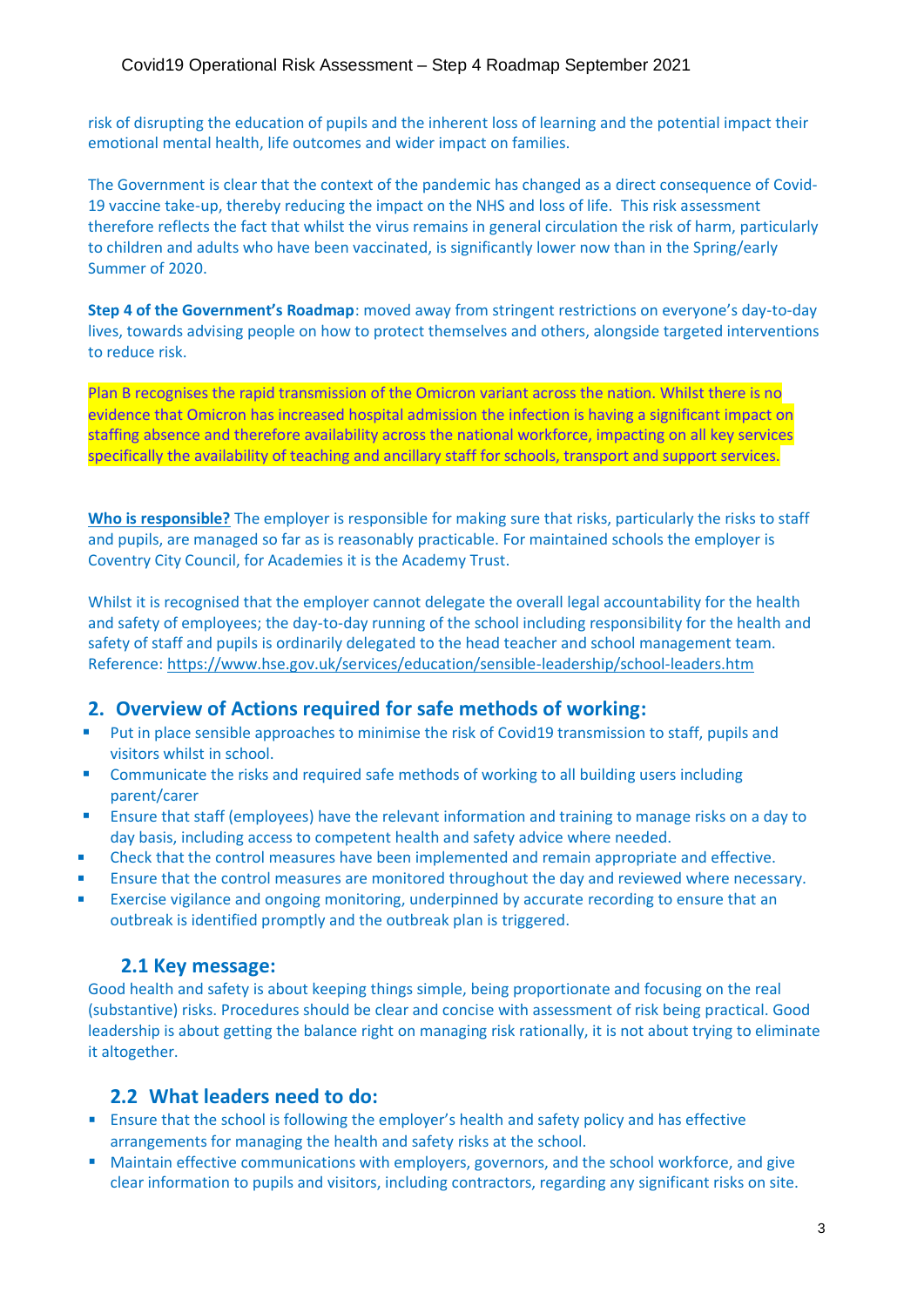risk of disrupting the education of pupils and the inherent loss of learning and the potential impact their emotional mental health, life outcomes and wider impact on families.

The Government is clear that the context of the pandemic has changed as a direct consequence of Covid-19 vaccine take-up, thereby reducing the impact on the NHS and loss of life. This risk assessment therefore reflects the fact that whilst the virus remains in general circulation the risk of harm, particularly to children and adults who have been vaccinated, is significantly lower now than in the Spring/early Summer of 2020.

**Step 4 of the Government's Roadmap**: moved away from stringent restrictions on everyone's day-to-day lives, towards advising people on how to protect themselves and others, alongside targeted interventions to reduce risk.

Plan B recognises the rapid transmission of the Omicron variant across the nation. Whilst there is no evidence that Omicron has increased hospital admission the infection is having a significant impact on staffing absence and therefore availability across the national workforce, impacting on all key services specifically the availability of teaching and ancillary staff for schools, transport and support services.

**Who is responsible?** The employer is responsible for making sure that risks, particularly the risks to staff and pupils, are managed so far as is reasonably practicable. For maintained schools the employer is Coventry City Council, for Academies it is the Academy Trust.

Whilst it is recognised that the employer cannot delegate the overall legal accountability for the health and safety of employees; the day-to-day running of the school including responsibility for the health and safety of staff and pupils is ordinarily delegated to the head teacher and school management team. Reference: https://www.hse.gov.uk/services/education/sensible-leadership/school-leaders.htm

## 2. Overview of Actions required for safe methods of working:

- Put in place sensible approaches to minimise the risk of Covid19 transmission to staff, pupils and visitors whilst in school.
- Communicate the risks and required safe methods of working to all building users including parent/carer
- Ensure that staff (employees) have the relevant information and training to manage risks on a day to day basis, including access to competent health and safety advice where needed.
- Check that the control measures have been implemented and remain appropriate and effective.
- Ensure that the control measures are monitored throughout the day and reviewed where necessary.
- Exercise vigilance and ongoing monitoring, underpinned by accurate recording to ensure that an outbreak is identified promptly and the outbreak plan is triggered.

### 2.1 Key message:

Good health and safety is about keeping things simple, being proportionate and focusing on the real (substantive) risks. Procedures should be clear and concise with assessment of risk being practical. Good leadership is about getting the balance right on managing risk rationally, it is not about trying to eliminate it altogether.

### 2.2 What leaders need to do:

- Ensure that the school is following the employer's health and safety policy and has effective arrangements for managing the health and safety risks at the school.
- Maintain effective communications with employers, governors, and the school workforce, and give clear information to pupils and visitors, including contractors, regarding any significant risks on site.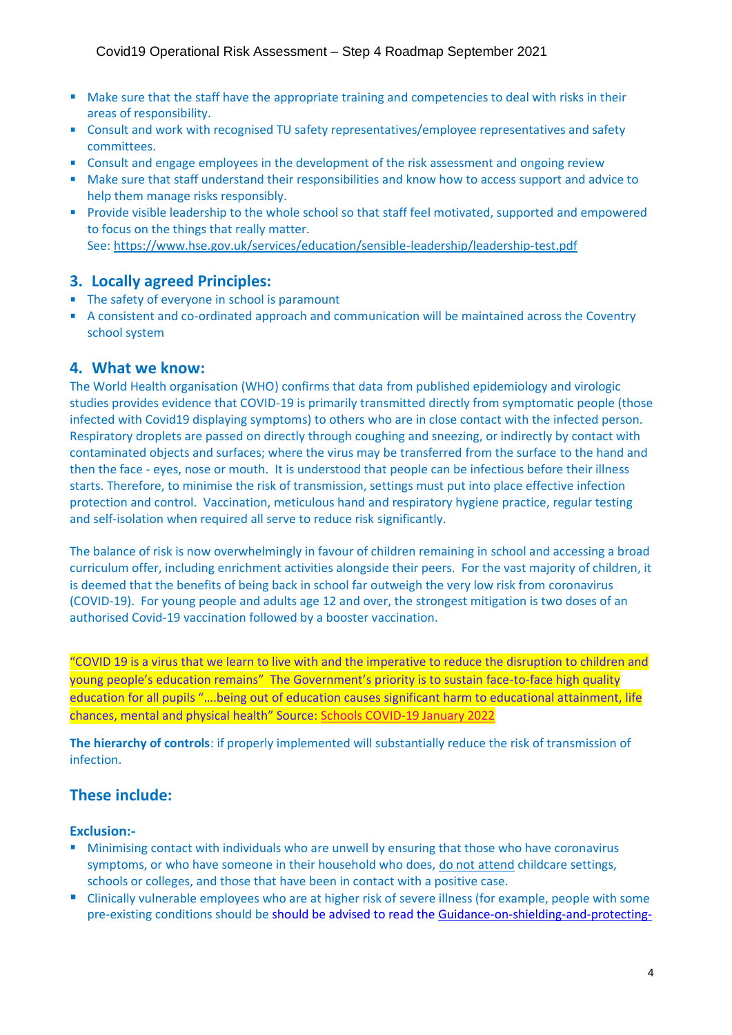- Make sure that the staff have the appropriate training and competencies to deal with risks in their areas of responsibility.
- Consult and work with recognised TU safety representatives/employee representatives and safety committees.
- Consult and engage employees in the development of the risk assessment and ongoing review
- Make sure that staff understand their responsibilities and know how to access support and advice to help them manage risks responsibly.
- Provide visible leadership to the whole school so that staff feel motivated, supported and empowered to focus on the things that really matter.
  See: https://www.hse.gov.uk/services/education/sensible-leadership/leadership-test.pdf

## 3. Locally agreed Principles:

- The safety of everyone in school is paramount
- A consistent and co-ordinated approach and communication will be maintained across the Coventry school system

## 4. What we know:

The World Health organisation (WHO) confirms that data from published epidemiology and virologic studies provides evidence that COVID-19 is primarily transmitted directly from symptomatic people (those infected with Covid19 displaying symptoms) to others who are in close contact with the infected person. Respiratory droplets are passed on directly through coughing and sneezing, or indirectly by contact with contaminated objects and surfaces; where the virus may be transferred from the surface to the hand and then the face - eyes, nose or mouth. It is understood that people can be infectious before their illness starts. Therefore, to minimise the risk of transmission, settings must put into place effective infection protection and control. Vaccination, meticulous hand and respiratory hygiene practice, regular testing and self-isolation when required all serve to reduce risk significantly.

The balance of risk is now overwhelmingly in favour of children remaining in school and accessing a broad curriculum offer, including enrichment activities alongside their peers. For the vast majority of children, it is deemed that the benefits of being back in school far outweigh the very low risk from coronavirus (COVID-19). For young people and adults age 12 and over, the strongest mitigation is two doses of an authorised Covid-19 vaccination followed by a booster vaccination.

"COVID 19 is a virus that we learn to live with and the imperative to reduce the disruption to children and young people's education remains" The Government's priority is to sustain face-to-face high quality education for all pupils "….being out of education causes significant harm to educational attainment, life chances, mental and physical health" Source: Schools COVID-19 January 2022

**The hierarchy of controls**: if properly implemented will substantially reduce the risk of transmission of infection.

## These include:

**Exclusion:-**

- Minimising contact with individuals who are unwell by ensuring that those who have coronavirus symptoms, or who have someone in their household who does, do not attend childcare settings, schools or colleges, and those that have been in contact with a positive case.
- Clinically vulnerable employees who are at higher risk of severe illness (for example, people with some pre-existing conditions should be should be advised to read the Guidance-on-shielding-and-protecting-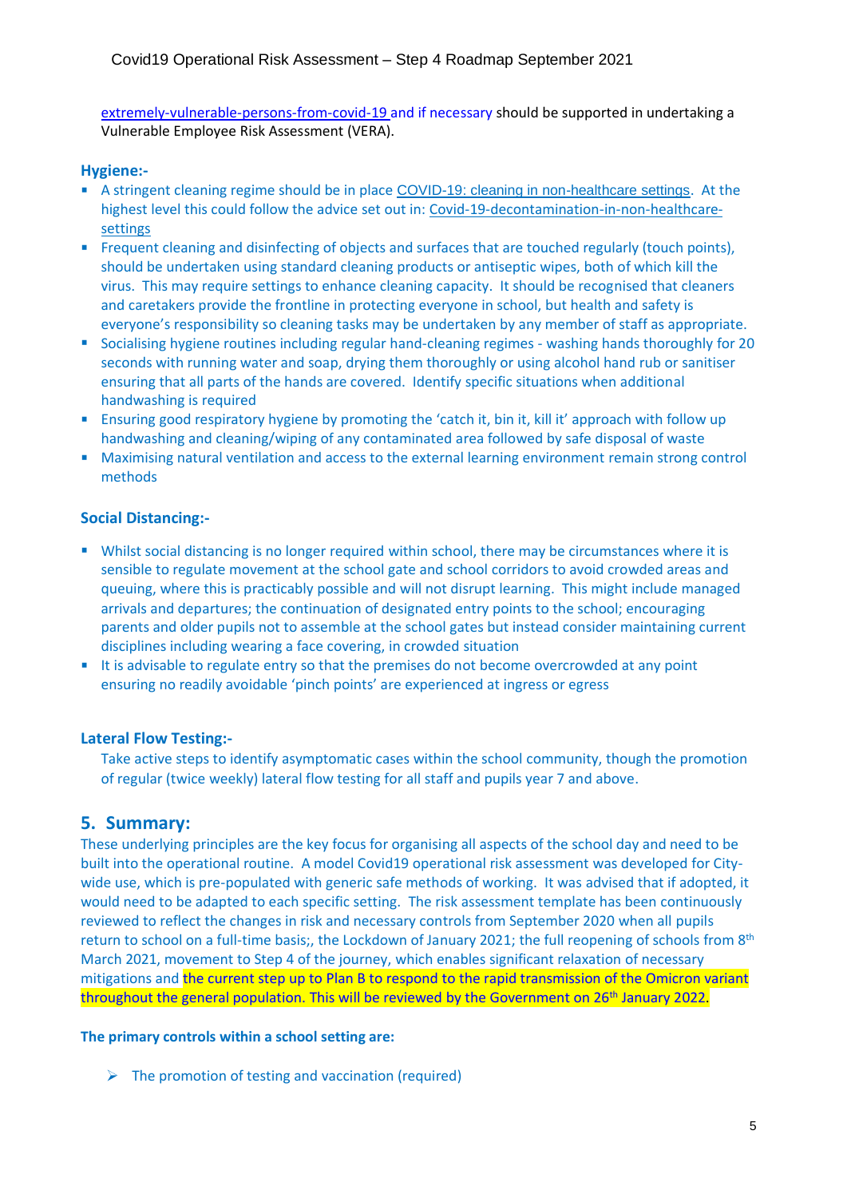extremely-vulnerable-persons-from-covid-19 and if necessary should be supported in undertaking a Vulnerable Employee Risk Assessment (VERA).

### Hygiene:-

- A stringent cleaning regime should be in place COVID-19: cleaning in non-healthcare settings. At the highest level this could follow the advice set out in: Covid-19-decontamination-in-non-healthcare-settings
- Frequent cleaning and disinfecting of objects and surfaces that are touched regularly (touch points), should be undertaken using standard cleaning products or antiseptic wipes, both of which kill the virus. This may require settings to enhance cleaning capacity. It should be recognised that cleaners and caretakers provide the frontline in protecting everyone in school, but health and safety is everyone's responsibility so cleaning tasks may be undertaken by any member of staff as appropriate.
- Socialising hygiene routines including regular hand-cleaning regimes - washing hands thoroughly for 20 seconds with running water and soap, drying them thoroughly or using alcohol hand rub or sanitiser ensuring that all parts of the hands are covered. Identify specific situations when additional handwashing is required
- Ensuring good respiratory hygiene by promoting the 'catch it, bin it, kill it' approach with follow up handwashing and cleaning/wiping of any contaminated area followed by safe disposal of waste
- Maximising natural ventilation and access to the external learning environment remain strong control methods

### Social Distancing:-

- Whilst social distancing is no longer required within school, there may be circumstances where it is sensible to regulate movement at the school gate and school corridors to avoid crowded areas and queuing, where this is practicably possible and will not disrupt learning. This might include managed arrivals and departures; the continuation of designated entry points to the school; encouraging parents and older pupils not to assemble at the school gates but instead consider maintaining current disciplines including wearing a face covering, in crowded situation
- It is advisable to regulate entry so that the premises do not become overcrowded at any point ensuring no readily avoidable 'pinch points' are experienced at ingress or egress

### Lateral Flow Testing:-

Take active steps to identify asymptomatic cases within the school community, though the promotion of regular (twice weekly) lateral flow testing for all staff and pupils year 7 and above.

## 5. Summary:

These underlying principles are the key focus for organising all aspects of the school day and need to be built into the operational routine. A model Covid19 operational risk assessment was developed for City-wide use, which is pre-populated with generic safe methods of working. It was advised that if adopted, it would need to be adapted to each specific setting. The risk assessment template has been continuously reviewed to reflect the changes in risk and necessary controls from September 2020 when all pupils return to school on a full-time basis;, the Lockdown of January 2021; the full reopening of schools from 8th March 2021, movement to Step 4 of the journey, which enables significant relaxation of necessary mitigations and the current step up to Plan B to respond to the rapid transmission of the Omicron variant throughout the general population. This will be reviewed by the Government on 26th January 2022.

**The primary controls within a school setting are:**

- The promotion of testing and vaccination (required)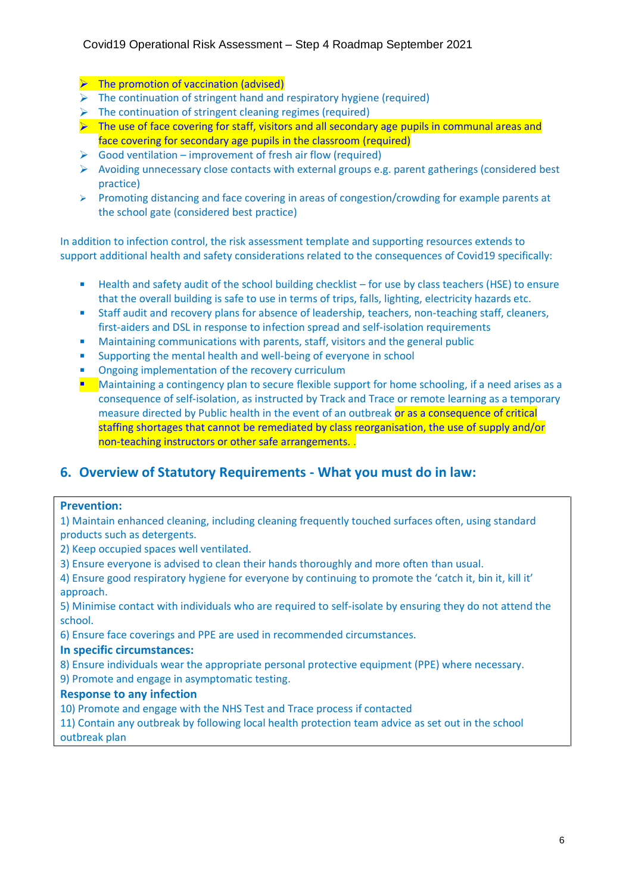- The promotion of vaccination (advised)
- The continuation of stringent hand and respiratory hygiene (required)
- The continuation of stringent cleaning regimes (required)
- The use of face covering for staff, visitors and all secondary age pupils in communal areas and face covering for secondary age pupils in the classroom (required)
- Good ventilation – improvement of fresh air flow (required)
- Avoiding unnecessary close contacts with external groups e.g. parent gatherings (considered best practice)
- Promoting distancing and face covering in areas of congestion/crowding for example parents at the school gate (considered best practice)

In addition to infection control, the risk assessment template and supporting resources extends to support additional health and safety considerations related to the consequences of Covid19 specifically:

- Health and safety audit of the school building checklist – for use by class teachers (HSE) to ensure that the overall building is safe to use in terms of trips, falls, lighting, electricity hazards etc.
- Staff audit and recovery plans for absence of leadership, teachers, non-teaching staff, cleaners, first-aiders and DSL in response to infection spread and self-isolation requirements
- Maintaining communications with parents, staff, visitors and the general public
- Supporting the mental health and well-being of everyone in school
- Ongoing implementation of the recovery curriculum
- Maintaining a contingency plan to secure flexible support for home schooling, if a need arises as a consequence of self-isolation, as instructed by Track and Trace or remote learning as a temporary measure directed by Public health in the event of an outbreak or as a consequence of critical staffing shortages that cannot be remediated by class reorganisation, the use of supply and/or non-teaching instructors or other safe arrangements. .

## 6. Overview of Statutory Requirements - What you must do in law:

**Prevention:**

1) Maintain enhanced cleaning, including cleaning frequently touched surfaces often, using standard products such as detergents.
2) Keep occupied spaces well ventilated.
3) Ensure everyone is advised to clean their hands thoroughly and more often than usual.
4) Ensure good respiratory hygiene for everyone by continuing to promote the 'catch it, bin it, kill it' approach.
5) Minimise contact with individuals who are required to self-isolate by ensuring they do not attend the school.
6) Ensure face coverings and PPE are used in recommended circumstances.

**In specific circumstances:**

8) Ensure individuals wear the appropriate personal protective equipment (PPE) where necessary.
9) Promote and engage in asymptomatic testing.

**Response to any infection**

10) Promote and engage with the NHS Test and Trace process if contacted
11) Contain any outbreak by following local health protection team advice as set out in the school outbreak plan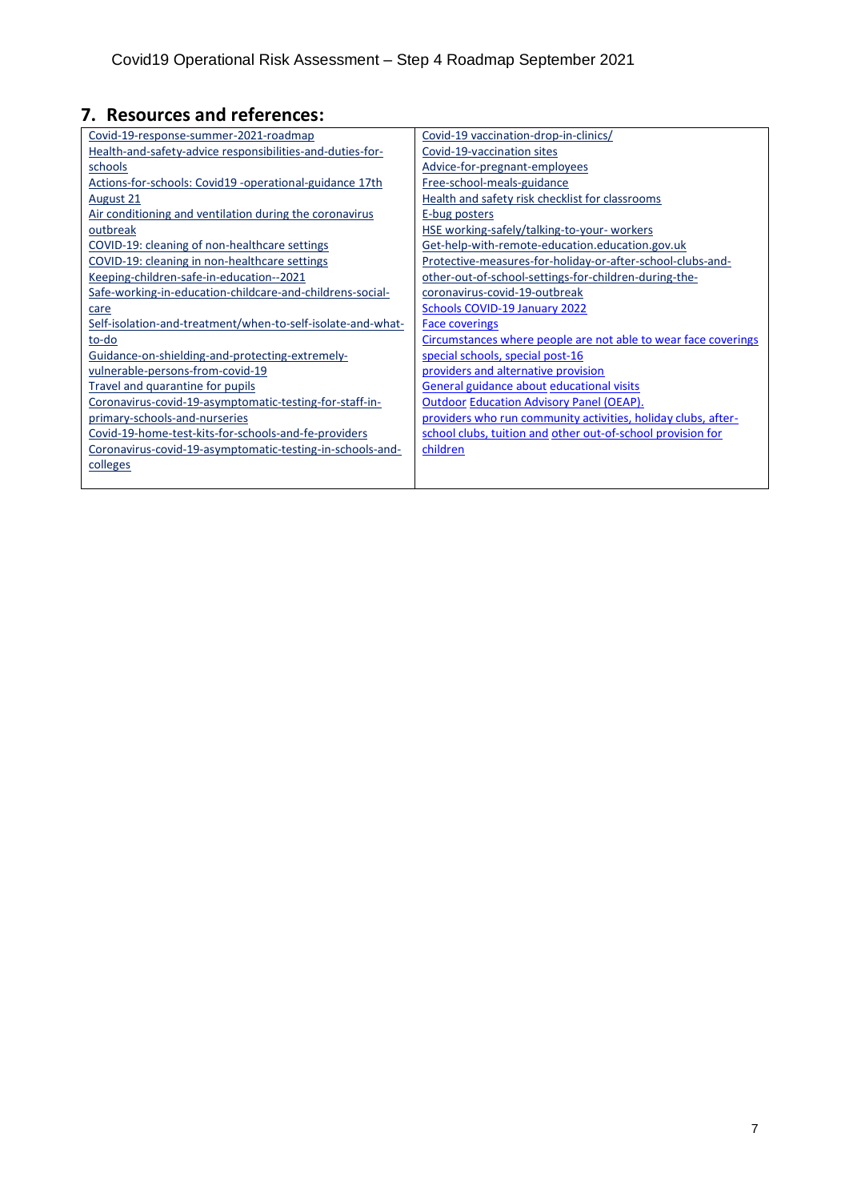## 7. Resources and references:

| | |
|---|---|
| Covid-19-response-summer-2021-roadmap<br>Health-and-safety-advice responsibilities-and-duties-for-schools<br>Actions-for-schools: Covid19 -operational-guidance 17th August 21<br>Air conditioning and ventilation during the coronavirus outbreak<br>COVID-19: cleaning of non-healthcare settings<br>COVID-19: cleaning in non-healthcare settings<br>Keeping-children-safe-in-education--2021<br>Safe-working-in-education-childcare-and-childrens-social-care<br>Self-isolation-and-treatment/when-to-self-isolate-and-what-to-do<br>Guidance-on-shielding-and-protecting-extremely-vulnerable-persons-from-covid-19<br>Travel and quarantine for pupils<br>Coronavirus-covid-19-asymptomatic-testing-for-staff-in-primary-schools-and-nurseries<br>Covid-19-home-test-kits-for-schools-and-fe-providers<br>Coronavirus-covid-19-asymptomatic-testing-in-schools-and-colleges | Covid-19 vaccination-drop-in-clinics/<br>Covid-19-vaccination sites<br>Advice-for-pregnant-employees<br>Free-school-meals-guidance<br>Health and safety risk checklist for classrooms<br>E-bug posters<br>HSE working-safely/talking-to-your- workers<br>Get-help-with-remote-education.education.gov.uk<br>Protective-measures-for-holiday-or-after-school-clubs-and-other-out-of-school-settings-for-children-during-the-coronavirus-covid-19-outbreak<br>Schools COVID-19 January 2022<br>Face coverings<br>Circumstances where people are not able to wear face coverings<br>special schools, special post-16 providers and alternative provision<br>General guidance about educational visits<br>Outdoor Education Advisory Panel (OEAP).<br>providers who run community activities, holiday clubs, after-school clubs, tuition and other out-of-school provision for children |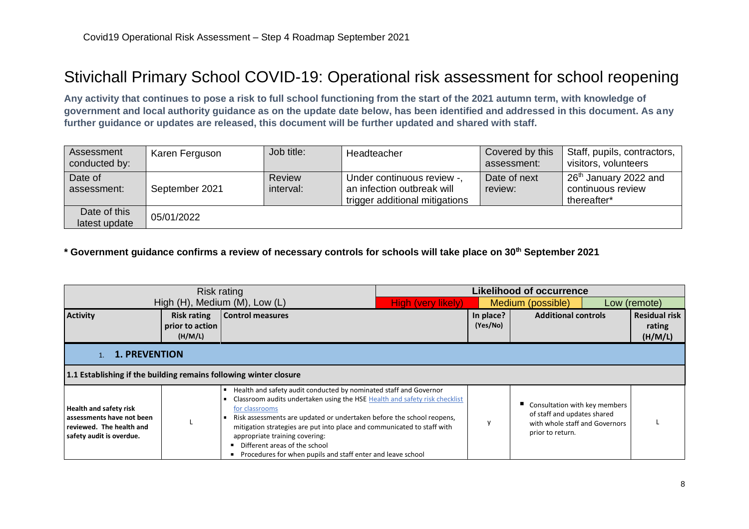Covid19 Operational Risk Assessment – Step 4 Roadmap September 2021

# Stivichall Primary School COVID-19: Operational risk assessment for school reopening

**Any activity that continues to pose a risk to full school functioning from the start of the 2021 autumn term, with knowledge of government and local authority guidance as on the update date below, has been identified and addressed in this document. As any further guidance or updates are released, this document will be further updated and shared with staff.**

| Assessment conducted by: | Karen Ferguson | Job title: | Headteacher | Covered by this assessment: | Staff, pupils, contractors, visitors, volunteers |
|---|---|---|---|---|---|
| Date of assessment: | September 2021 | Review interval: | Under continuous review -, an infection outbreak will trigger additional mitigations | Date of next review: | 26th January 2022 and continuous review thereafter* |
| Date of this latest update | 05/01/2022 | | | | |

**\* Government guidance confirms a review of necessary controls for schools will take place on 30th September 2021**

| Risk rating High (H), Medium (M), Low (L) | | | Likelihood of occurrence: High (very likely) | Medium (possible) | Low (remote) |
|---|---|---|---|---|---|
| **Activity** | **Risk rating prior to action (H/M/L)** | **Control measures** | **In place? (Yes/No)** | **Additional controls** | **Residual risk rating (H/M/L)** |
| **1. PREVENTION** | | | | | |
| **1.1 Establishing if the building remains following winter closure** | | | | | |
| **Health and safety risk assessments have not been reviewed. The health and safety audit is overdue.** | L | ▪ Health and safety audit conducted by nominated staff and Governor<br>▪ Classroom audits undertaken using the HSE Health and safety risk checklist for classrooms<br>▪ Risk assessments are updated or undertaken before the school reopens, mitigation strategies are put into place and communicated to staff with appropriate training covering:<br>  ▪ Different areas of the school<br>  ▪ Procedures for when pupils and staff enter and leave school | y | ▪ Consultation with key members of staff and updates shared with whole staff and Governors prior to return. | L |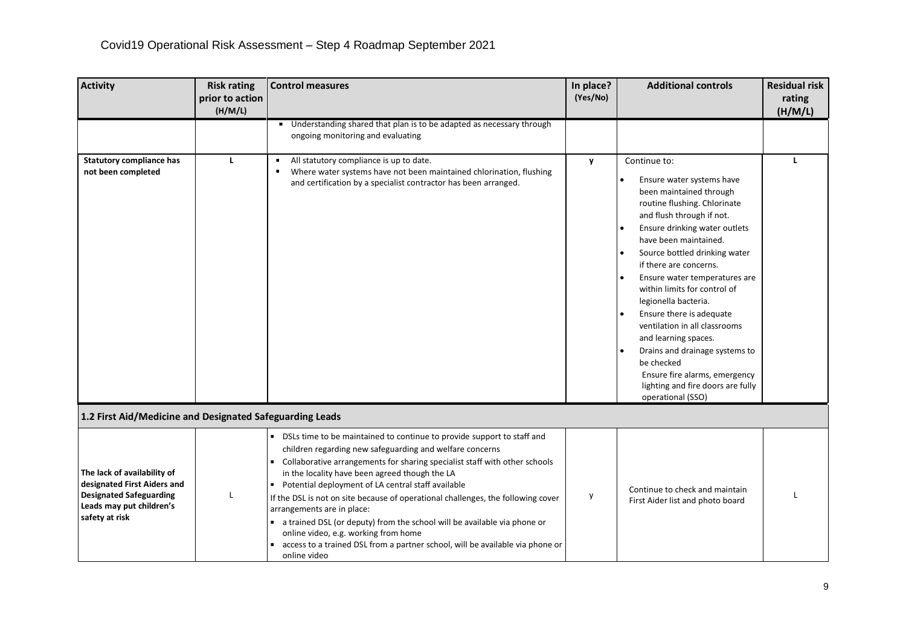# Covid19 Operational Risk Assessment – Step 4 Roadmap September 2021

| Activity | Risk rating prior to action (H/M/L) | Control measures | In place? (Yes/No) | Additional controls | Residual risk rating (H/M/L) |
|---|---|---|---|---|---|
| | | ▪ Understanding shared that plan is to be adapted as necessary through ongoing monitoring and evaluating | | | |
| **Statutory compliance has not been completed** | L | ▪ All statutory compliance is up to date.<br>▪ Where water systems have not been maintained chlorination, flushing and certification by a specialist contractor has been arranged. | y | Continue to:<br>• Ensure water systems have been maintained through routine flushing. Chlorinate and flush through if not.<br>• Ensure drinking water outlets have been maintained.<br>• Source bottled drinking water if there are concerns.<br>• Ensure water temperatures are within limits for control of legionella bacteria.<br>• Ensure there is adequate ventilation in all classrooms and learning spaces.<br>• Drains and drainage systems to be checked<br>Ensure fire alarms, emergency lighting and fire doors are fully operational (SSO) | L |
| **1.2 First Aid/Medicine and Designated Safeguarding Leads** | | | | | |
| **The lack of availability of designated First Aiders and Designated Safeguarding Leads may put children's safety at risk** | L | ▪ DSLs time to be maintained to continue to provide support to staff and children regarding new safeguarding and welfare concerns<br>▪ Collaborative arrangements for sharing specialist staff with other schools in the locality have been agreed though the LA<br>▪ Potential deployment of LA central staff available<br>If the DSL is not on site because of operational challenges, the following cover arrangements are in place:<br>▪ a trained DSL (or deputy) from the school will be available via phone or online video, e.g. working from home<br>▪ access to a trained DSL from a partner school, will be available via phone or online video | y | Continue to check and maintain First Aider list and photo board | L |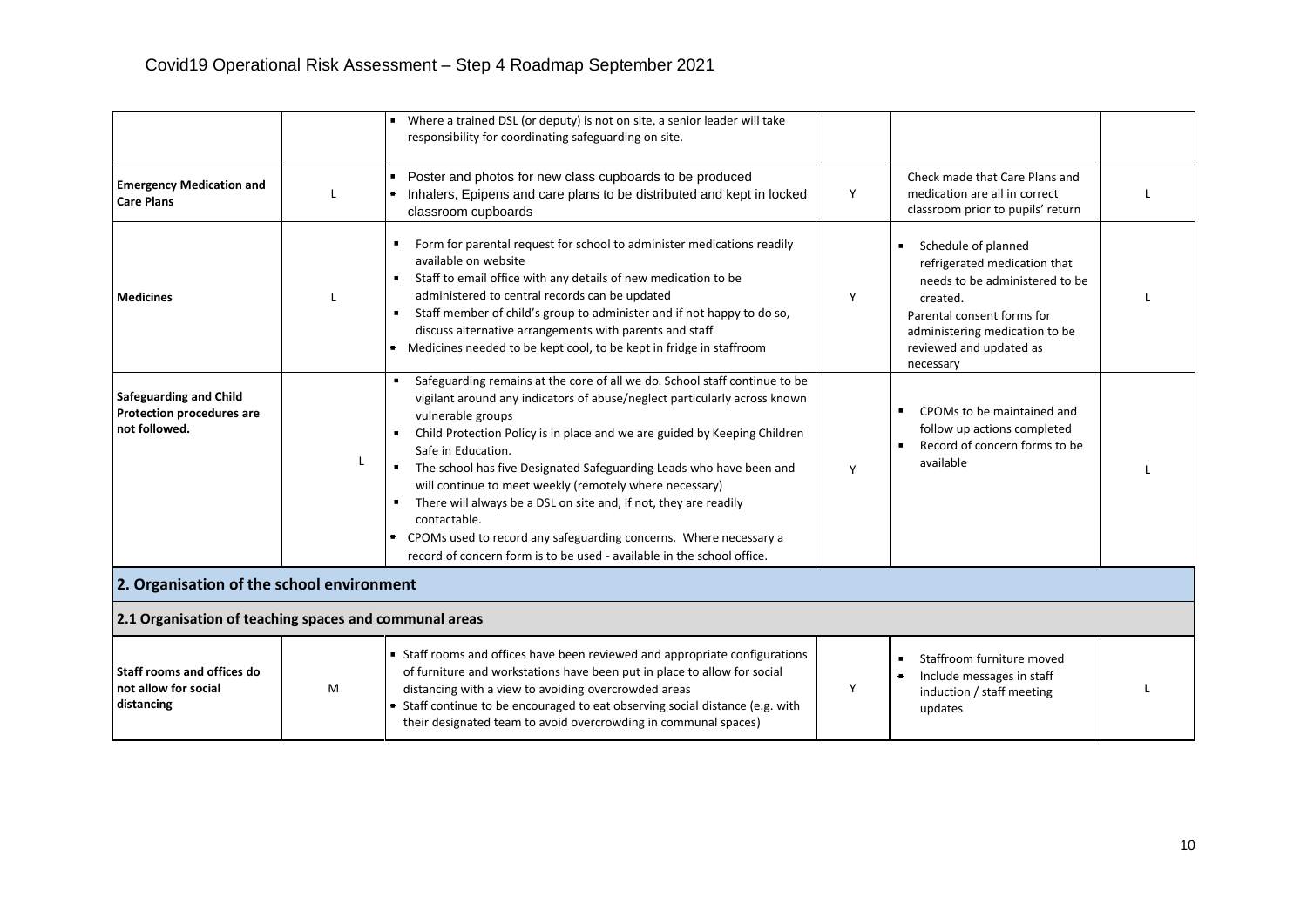| | | | | | |
|---|---|---|---|---|---|
| | | ▪ Where a trained DSL (or deputy) is not on site, a senior leader will take responsibility for coordinating safeguarding on site. | | | |
| **Emergency Medication and Care Plans** | L | ▪ Poster and photos for new class cupboards to be produced<br>▪ Inhalers, Epipens and care plans to be distributed and kept in locked classroom cupboards | Y | Check made that Care Plans and medication are all in correct classroom prior to pupils' return | L |
| **Medicines** | L | ▪ Form for parental request for school to administer medications readily available on website<br>▪ Staff to email office with any details of new medication to be administered to central records can be updated<br>▪ Staff member of child's group to administer and if not happy to do so, discuss alternative arrangements with parents and staff<br>▪ Medicines needed to be kept cool, to be kept in fridge in staffroom | Y | ▪ Schedule of planned refrigerated medication that needs to be administered to be created.<br>Parental consent forms for administering medication to be reviewed and updated as necessary | L |
| **Safeguarding and Child Protection procedures are not followed.** | L | ▪ Safeguarding remains at the core of all we do. School staff continue to be vigilant around any indicators of abuse/neglect particularly across known vulnerable groups<br>▪ Child Protection Policy is in place and we are guided by Keeping Children Safe in Education.<br>▪ The school has five Designated Safeguarding Leads who have been and will continue to meet weekly (remotely where necessary)<br>▪ There will always be a DSL on site and, if not, they are readily contactable.<br>▪ CPOMs used to record any safeguarding concerns. Where necessary a record of concern form is to be used - available in the school office. | Y | ▪ CPOMs to be maintained and follow up actions completed<br>▪ Record of concern forms to be available | L |
| **2. Organisation of the school environment** | | | | | |
| **2.1 Organisation of teaching spaces and communal areas** | | | | | |
| **Staff rooms and offices do not allow for social distancing** | M | ▪ Staff rooms and offices have been reviewed and appropriate configurations of furniture and workstations have been put in place to allow for social distancing with a view to avoiding overcrowded areas<br>▪ Staff continue to be encouraged to eat observing social distance (e.g. with their designated team to avoid overcrowding in communal spaces) | Y | ▪ Staffroom furniture moved<br>▪ Include messages in staff induction / staff meeting updates | L |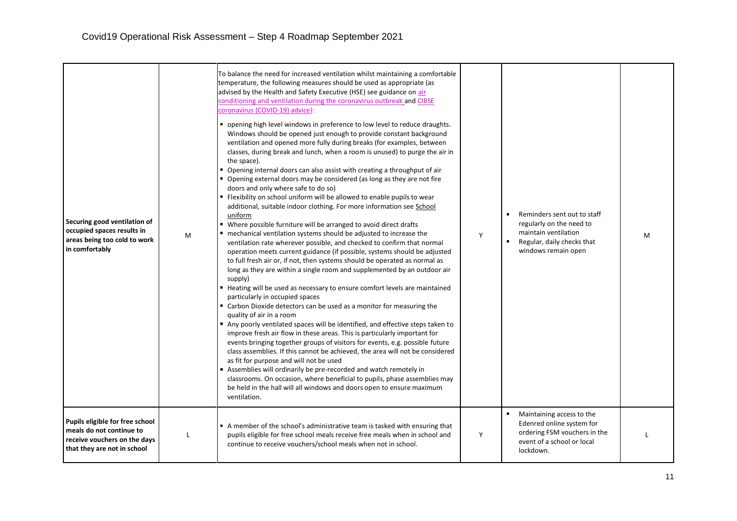| Securing good ventilation of occupied spaces results in areas being too cold to work in comfortably | M | To balance the need for increased ventilation whilst maintaining a comfortable temperature, the following measures should be used as appropriate (as advised by the Health and Safety Executive (HSE) see guidance on air conditioning and ventilation during the coronavirus outbreak and CIBSE coronavirus (COVID-19) advice):<br>▪ opening high level windows in preference to low level to reduce draughts. Windows should be opened just enough to provide constant background ventilation and opened more fully during breaks (for examples, between classes, during break and lunch, when a room is unused) to purge the air in the space).<br>▪ Opening internal doors can also assist with creating a throughput of air<br>▪ Opening external doors may be considered (as long as they are not fire doors and only where safe to do so)<br>▪ Flexibility on school uniform will be allowed to enable pupils to wear additional, suitable indoor clothing. For more information see School uniform<br>▪ Where possible furniture will be arranged to avoid direct drafts<br>▪ mechanical ventilation systems should be adjusted to increase the ventilation rate wherever possible, and checked to confirm that normal operation meets current guidance (if possible, systems should be adjusted to full fresh air or, if not, then systems should be operated as normal as long as they are within a single room and supplemented by an outdoor air supply)<br>▪ Heating will be used as necessary to ensure comfort levels are maintained particularly in occupied spaces<br>▪ Carbon Dioxide detectors can be used as a monitor for measuring the quality of air in a room<br>▪ Any poorly ventilated spaces will be identified, and effective steps taken to improve fresh air flow in these areas. This is particularly important for events bringing together groups of visitors for events, e.g. possible future class assemblies. If this cannot be achieved, the area will not be considered as fit for purpose and will not be used<br>▪ Assemblies will ordinarily be pre-recorded and watch remotely in classrooms. On occasion, where beneficial to pupils, phase assemblies may be held in the hall will all windows and doors open to ensure maximum ventilation. | Y | ▪ Reminders sent out to staff regularly on the need to maintain ventilation<br>▪ Regular, daily checks that windows remain open | M |
|---|---|---|---|---|---|
| **Pupils eligible for free school meals do not continue to receive vouchers on the days that they are not in school** | L | ▪ A member of the school's administrative team is tasked with ensuring that pupils eligible for free school meals receive free meals when in school and continue to receive vouchers/school meals when not in school. | Y | ▪ Maintaining access to the Edenred online system for ordering FSM vouchers in the event of a school or local lockdown. | L |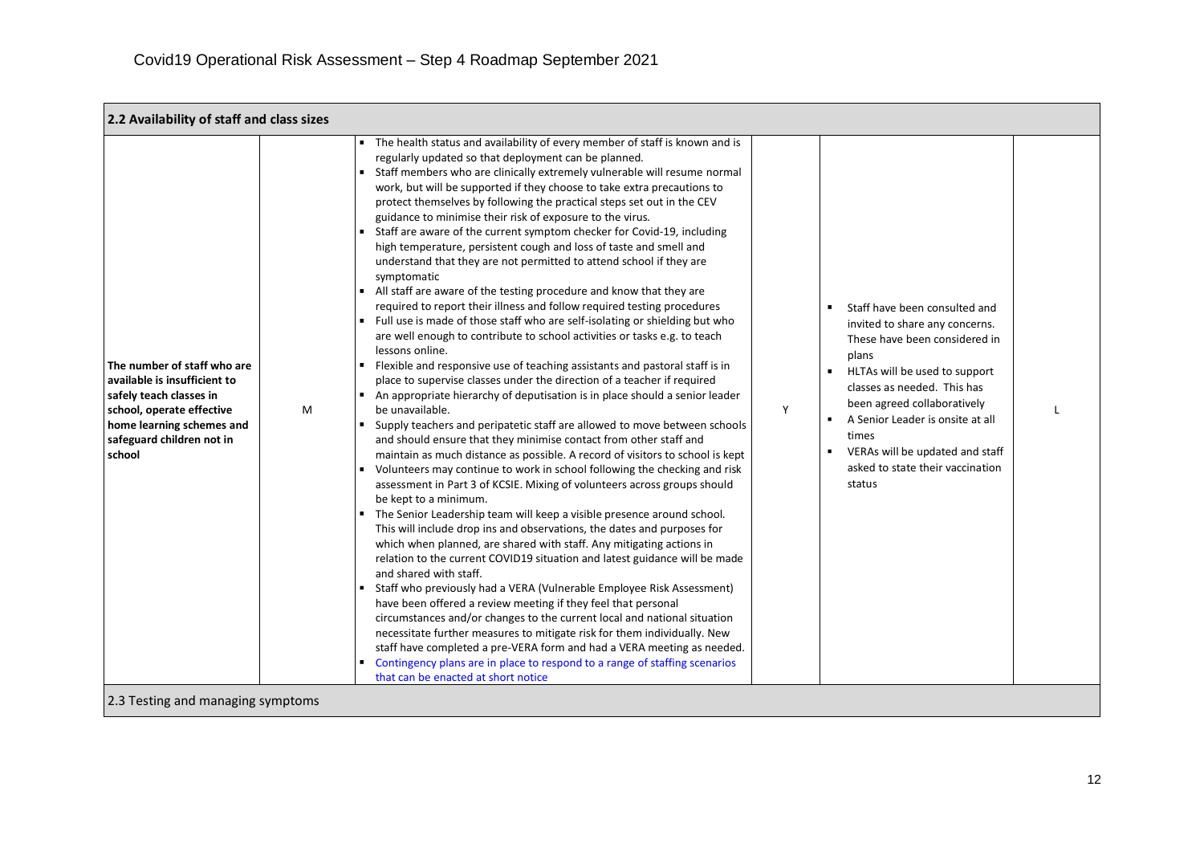# Covid19 Operational Risk Assessment – Step 4 Roadmap September 2021

| 2.2 Availability of staff and class sizes | | | | | |
|---|---|---|---|---|---|
| **The number of staff who are available is insufficient to safely teach classes in school, operate effective home learning schemes and safeguard children not in school** | M | ▪ The health status and availability of every member of staff is known and is regularly updated so that deployment can be planned.<br>▪ Staff members who are clinically extremely vulnerable will resume normal work, but will be supported if they choose to take extra precautions to protect themselves by following the practical steps set out in the CEV guidance to minimise their risk of exposure to the virus.<br>▪ Staff are aware of the current symptom checker for Covid-19, including high temperature, persistent cough and loss of taste and smell and understand that they are not permitted to attend school if they are symptomatic<br>▪ All staff are aware of the testing procedure and know that they are required to report their illness and follow required testing procedures<br>▪ Full use is made of those staff who are self-isolating or shielding but who are well enough to contribute to school activities or tasks e.g. to teach lessons online.<br>▪ Flexible and responsive use of teaching assistants and pastoral staff is in place to supervise classes under the direction of a teacher if required<br>▪ An appropriate hierarchy of deputisation is in place should a senior leader be unavailable.<br>▪ Supply teachers and peripatetic staff are allowed to move between schools and should ensure that they minimise contact from other staff and maintain as much distance as possible. A record of visitors to school is kept<br>▪ Volunteers may continue to work in school following the checking and risk assessment in Part 3 of KCSIE. Mixing of volunteers across groups should be kept to a minimum.<br>▪ The Senior Leadership team will keep a visible presence around school. This will include drop ins and observations, the dates and purposes for which when planned, are shared with staff. Any mitigating actions in relation to the current COVID19 situation and latest guidance will be made and shared with staff.<br>▪ Staff who previously had a VERA (Vulnerable Employee Risk Assessment) have been offered a review meeting if they feel that personal circumstances and/or changes to the current local and national situation necessitate further measures to mitigate risk for them individually. New staff have completed a pre-VERA form and had a VERA meeting as needed.<br>▪ Contingency plans are in place to respond to a range of staffing scenarios that can be enacted at short notice | Y | ▪ Staff have been consulted and invited to share any concerns. These have been considered in plans<br>▪ HLTAs will be used to support classes as needed. This has been agreed collaboratively<br>▪ A Senior Leader is onsite at all times<br>▪ VERAs will be updated and staff asked to state their vaccination status | L |
| 2.3 Testing and managing symptoms | | | | | |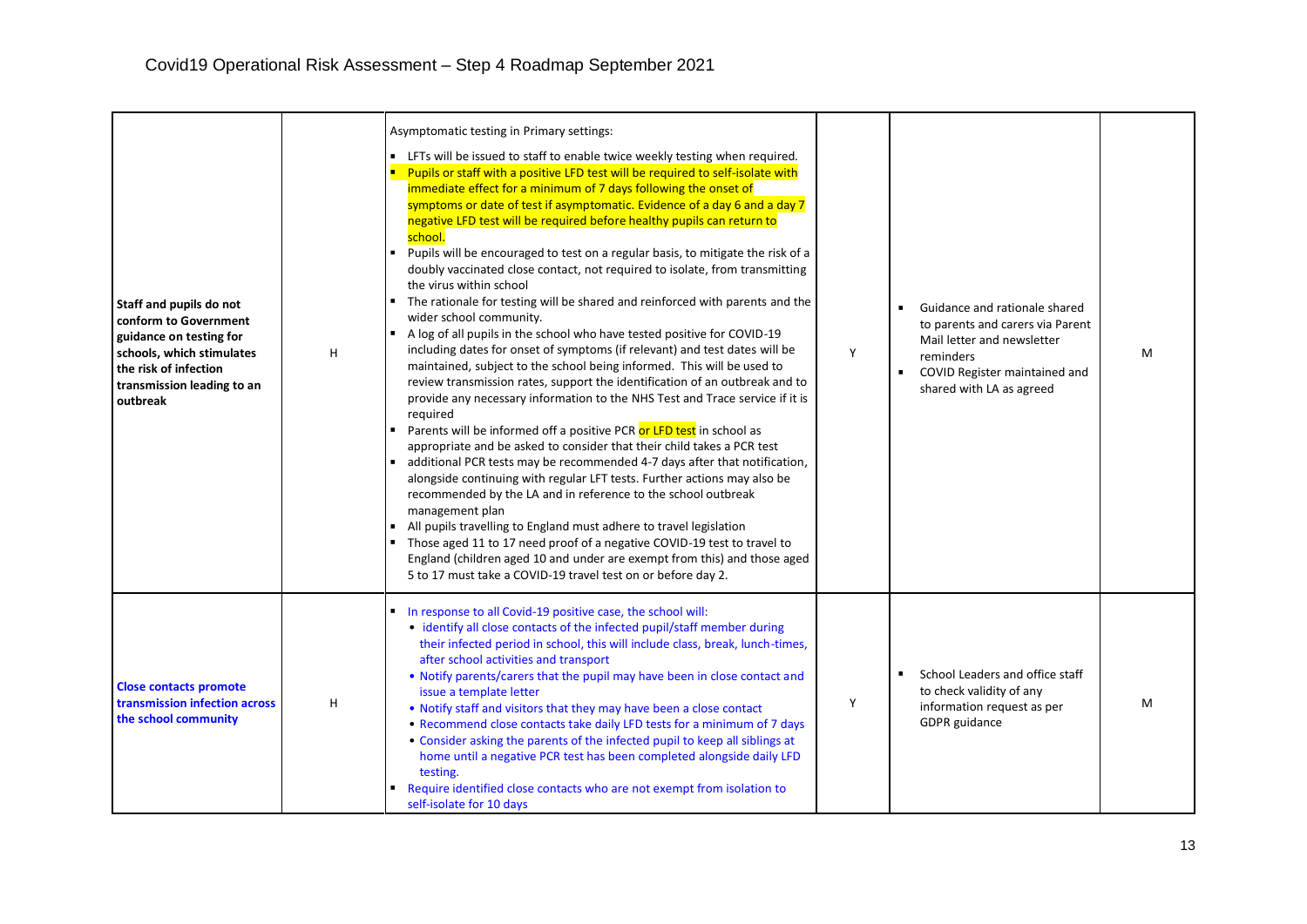# Covid19 Operational Risk Assessment – Step 4 Roadmap September 2021

| | | | | | |
|---|---|---|---|---|---|
| **Staff and pupils do not conform to Government guidance on testing for schools, which stimulates the risk of infection transmission leading to an outbreak** | H | Asymptomatic testing in Primary settings:<br>▪ LFTs will be issued to staff to enable twice weekly testing when required.<br>▪ Pupils or staff with a positive LFD test will be required to self-isolate with immediate effect for a minimum of 7 days following the onset of symptoms or date of test if asymptomatic. Evidence of a day 6 and a day 7 negative LFD test will be required before healthy pupils can return to school.<br>▪ Pupils will be encouraged to test on a regular basis, to mitigate the risk of a doubly vaccinated close contact, not required to isolate, from transmitting the virus within school<br>▪ The rationale for testing will be shared and reinforced with parents and the wider school community.<br>▪ A log of all pupils in the school who have tested positive for COVID-19 including dates for onset of symptoms (if relevant) and test dates will be maintained, subject to the school being informed. This will be used to review transmission rates, support the identification of an outbreak and to provide any necessary information to the NHS Test and Trace service if it is required<br>▪ Parents will be informed off a positive PCR or LFD test in school as appropriate and be asked to consider that their child takes a PCR test<br>▪ additional PCR tests may be recommended 4-7 days after that notification, alongside continuing with regular LFT tests. Further actions may also be recommended by the LA and in reference to the school outbreak management plan<br>▪ All pupils travelling to England must adhere to travel legislation<br>▪ Those aged 11 to 17 need proof of a negative COVID-19 test to travel to England (children aged 10 and under are exempt from this) and those aged 5 to 17 must take a COVID-19 travel test on or before day 2. | Y | ▪ Guidance and rationale shared to parents and carers via Parent Mail letter and newsletter reminders<br>▪ COVID Register maintained and shared with LA as agreed | M |
| **Close contacts promote transmission infection across the school community** | H | ▪ In response to all Covid-19 positive case, the school will:<br>• identify all close contacts of the infected pupil/staff member during their infected period in school, this will include class, break, lunch-times, after school activities and transport<br>• Notify parents/carers that the pupil may have been in close contact and issue a template letter<br>• Notify staff and visitors that they may have been a close contact<br>• Recommend close contacts take daily LFD tests for a minimum of 7 days<br>• Consider asking the parents of the infected pupil to keep all siblings at home until a negative PCR test has been completed alongside daily LFD testing.<br>▪ Require identified close contacts who are not exempt from isolation to self-isolate for 10 days | Y | ▪ School Leaders and office staff to check validity of any information request as per GDPR guidance | M |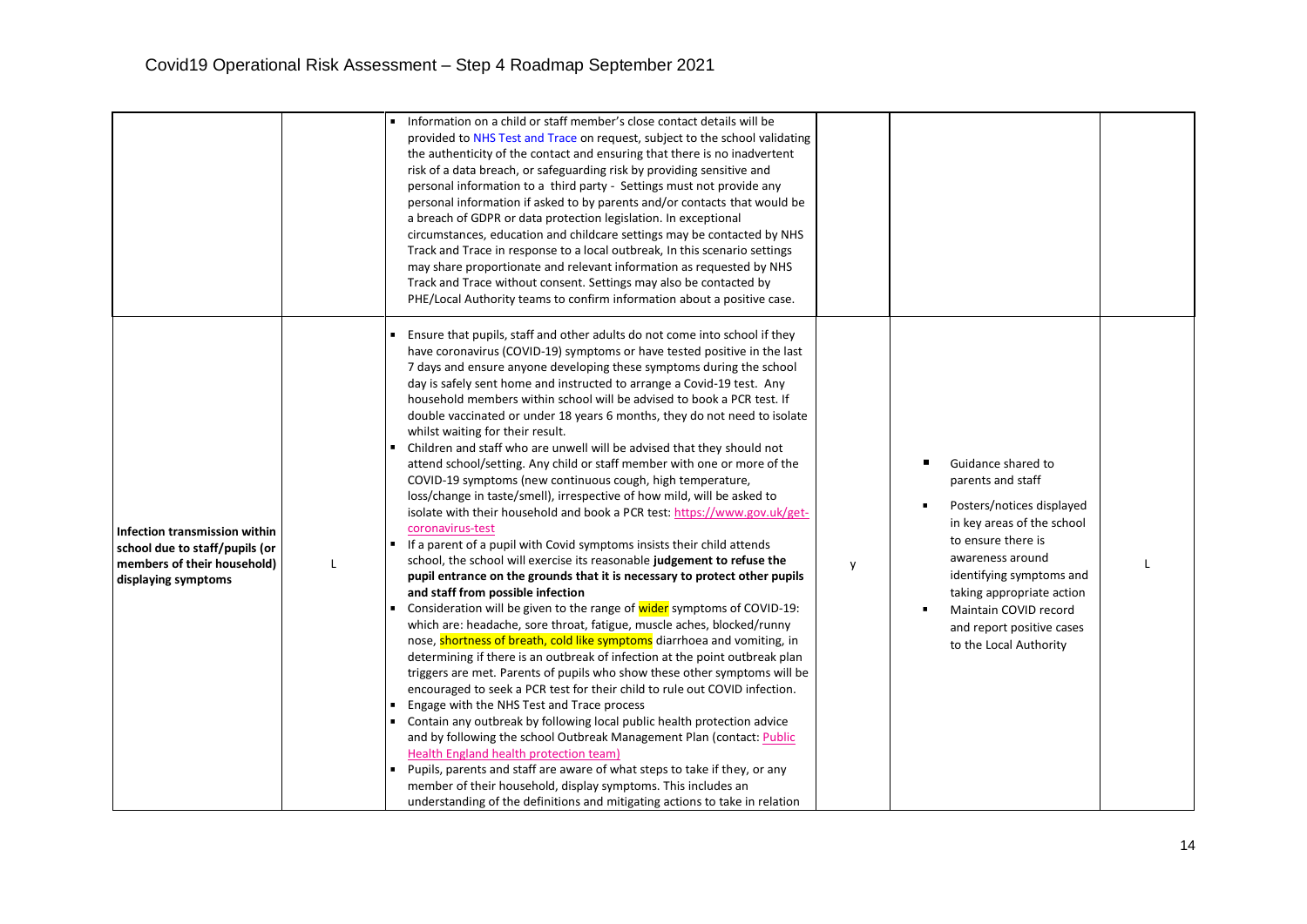| | | | | | |
|---|---|---|---|---|---|
| | | ▪ Information on a child or staff member's close contact details will be provided to NHS Test and Trace on request, subject to the school validating the authenticity of the contact and ensuring that there is no inadvertent risk of a data breach, or safeguarding risk by providing sensitive and personal information to a third party - Settings must not provide any personal information if asked to by parents and/or contacts that would be a breach of GDPR or data protection legislation. In exceptional circumstances, education and childcare settings may be contacted by NHS Track and Trace in response to a local outbreak, In this scenario settings may share proportionate and relevant information as requested by NHS Track and Trace without consent. Settings may also be contacted by PHE/Local Authority teams to confirm information about a positive case. | | | |
| **Infection transmission within school due to staff/pupils (or members of their household) displaying symptoms** | L | ▪ Ensure that pupils, staff and other adults do not come into school if they have coronavirus (COVID-19) symptoms or have tested positive in the last 7 days and ensure anyone developing these symptoms during the school day is safely sent home and instructed to arrange a Covid-19 test. Any household members within school will be advised to book a PCR test. If double vaccinated or under 18 years 6 months, they do not need to isolate whilst waiting for their result.<br>▪ Children and staff who are unwell will be advised that they should not attend school/setting. Any child or staff member with one or more of the COVID-19 symptoms (new continuous cough, high temperature, loss/change in taste/smell), irrespective of how mild, will be asked to isolate with their household and book a PCR test: https://www.gov.uk/get-coronavirus-test<br>▪ If a parent of a pupil with Covid symptoms insists their child attends school, the school will exercise its reasonable **judgement to refuse the pupil entrance on the grounds that it is necessary to protect other pupils and staff from possible infection**<br>▪ Consideration will be given to the range of wider symptoms of COVID-19: which are: headache, sore throat, fatigue, muscle aches, blocked/runny nose, shortness of breath, cold like symptoms diarrhoea and vomiting, in determining if there is an outbreak of infection at the point outbreak plan triggers are met. Parents of pupils who show these other symptoms will be encouraged to seek a PCR test for their child to rule out COVID infection.<br>▪ Engage with the NHS Test and Trace process<br>▪ Contain any outbreak by following local public health protection advice and by following the school Outbreak Management Plan (contact: Public Health England health protection team)<br>▪ Pupils, parents and staff are aware of what steps to take if they, or any member of their household, display symptoms. This includes an understanding of the definitions and mitigating actions to take in relation | y | ▪ Guidance shared to parents and staff<br>▪ Posters/notices displayed in key areas of the school to ensure there is awareness around identifying symptoms and taking appropriate action<br>▪ Maintain COVID record and report positive cases to the Local Authority | L |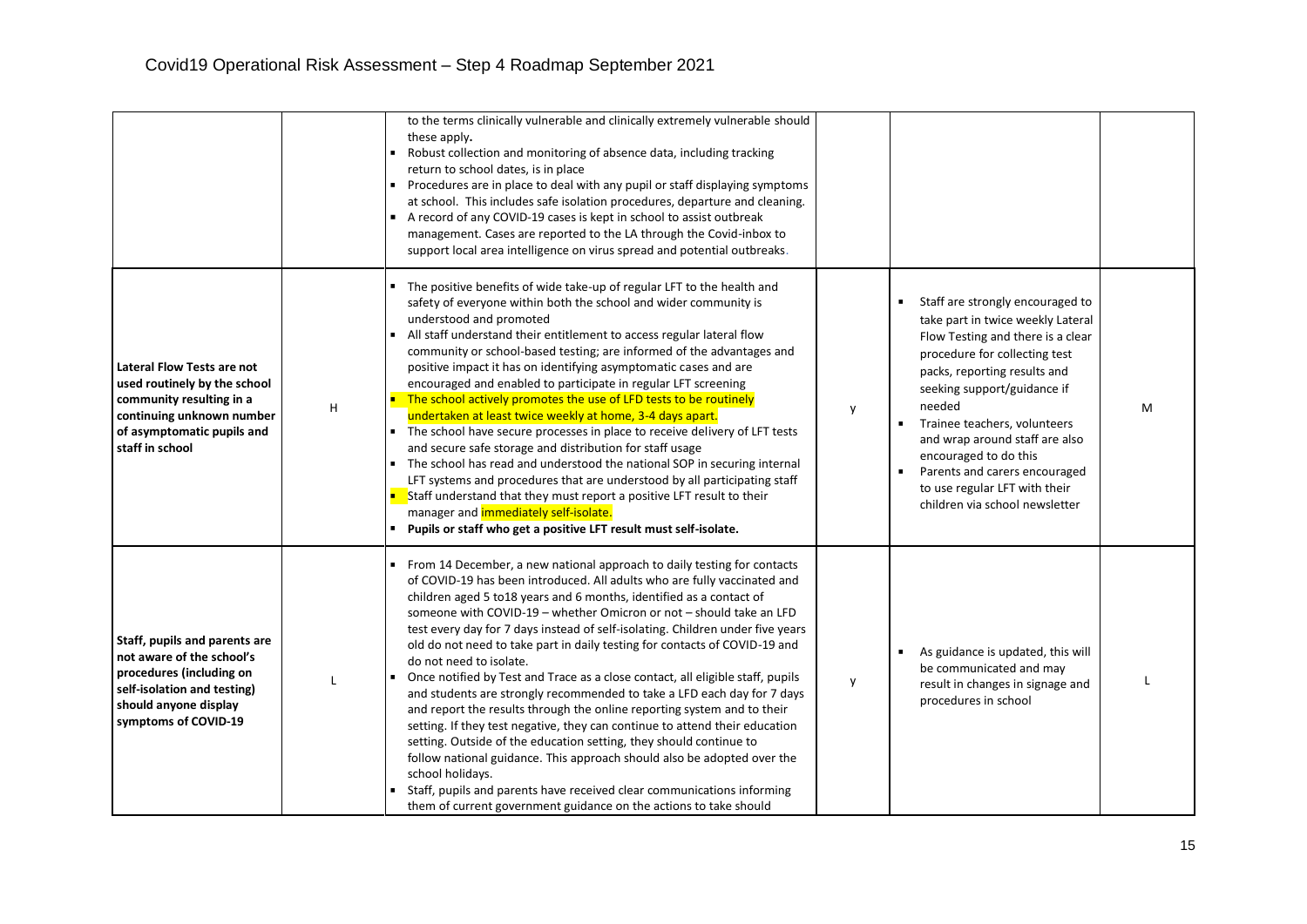| | | | | | |
|---|---|---|---|---|---|
| | | ▪ to the terms clinically vulnerable and clinically extremely vulnerable should these apply.<br>▪ Robust collection and monitoring of absence data, including tracking return to school dates, is in place<br>▪ Procedures are in place to deal with any pupil or staff displaying symptoms at school. This includes safe isolation procedures, departure and cleaning.<br>▪ A record of any COVID-19 cases is kept in school to assist outbreak management. Cases are reported to the LA through the Covid-inbox to support local area intelligence on virus spread and potential outbreaks. | | | |
| **Lateral Flow Tests are not used routinely by the school community resulting in a continuing unknown number of asymptomatic pupils and staff in school** | H | ▪ The positive benefits of wide take-up of regular LFT to the health and safety of everyone within both the school and wider community is understood and promoted<br>▪ All staff understand their entitlement to access regular lateral flow community or school-based testing; are informed of the advantages and positive impact it has on identifying asymptomatic cases and are encouraged and enabled to participate in regular LFT screening<br>▪ The school actively promotes the use of LFD tests to be routinely undertaken at least twice weekly at home, 3-4 days apart.<br>▪ The school have secure processes in place to receive delivery of LFT tests and secure safe storage and distribution for staff usage<br>▪ The school has read and understood the national SOP in securing internal LFT systems and procedures that are understood by all participating staff<br>▪ Staff understand that they must report a positive LFT result to their manager and immediately self-isolate.<br>▪ **Pupils or staff who get a positive LFT result must self-isolate.** | y | ▪ Staff are strongly encouraged to take part in twice weekly Lateral Flow Testing and there is a clear procedure for collecting test packs, reporting results and seeking support/guidance if needed<br>▪ Trainee teachers, volunteers and wrap around staff are also encouraged to do this<br>▪ Parents and carers encouraged to use regular LFT with their children via school newsletter | M |
| **Staff, pupils and parents are not aware of the school's procedures (including on self-isolation and testing) should anyone display symptoms of COVID-19** | L | ▪ From 14 December, a new national approach to daily testing for contacts of COVID-19 has been introduced. All adults who are fully vaccinated and children aged 5 to18 years and 6 months, identified as a contact of someone with COVID-19 – whether Omicron or not – should take an LFD test every day for 7 days instead of self-isolating. Children under five years old do not need to take part in daily testing for contacts of COVID-19 and do not need to isolate.<br>▪ Once notified by Test and Trace as a close contact, all eligible staff, pupils and students are strongly recommended to take a LFD each day for 7 days and report the results through the online reporting system and to their setting. If they test negative, they can continue to attend their education setting. Outside of the education setting, they should continue to follow national guidance. This approach should also be adopted over the school holidays.<br>▪ Staff, pupils and parents have received clear communications informing them of current government guidance on the actions to take should | y | ▪ As guidance is updated, this will be communicated and may result in changes in signage and procedures in school | L |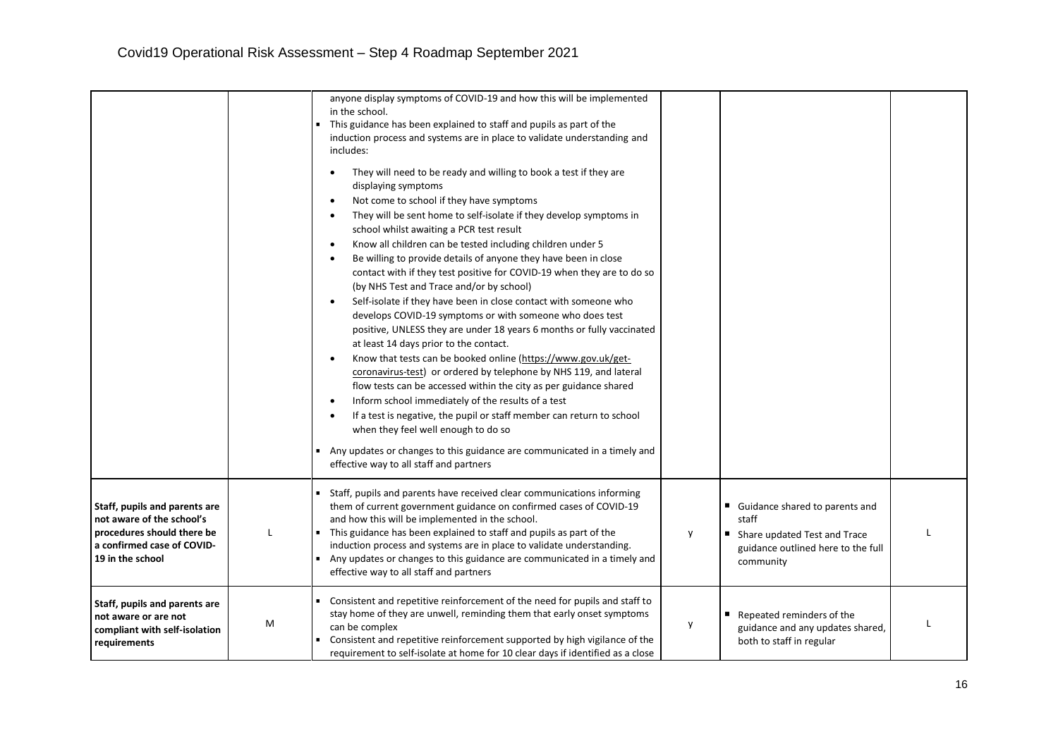| | | | | | |
|---|---|---|---|---|---|
| | | anyone display symptoms of COVID-19 and how this will be implemented in the school.<br>▪ This guidance has been explained to staff and pupils as part of the induction process and systems are in place to validate understanding and includes:<br>• They will need to be ready and willing to book a test if they are displaying symptoms<br>• Not come to school if they have symptoms<br>• They will be sent home to self-isolate if they develop symptoms in school whilst awaiting a PCR test result<br>• Know all children can be tested including children under 5<br>• Be willing to provide details of anyone they have been in close contact with if they test positive for COVID-19 when they are to do so (by NHS Test and Trace and/or by school)<br>• Self-isolate if they have been in close contact with someone who develops COVID-19 symptoms or with someone who does test positive, UNLESS they are under 18 years 6 months or fully vaccinated at least 14 days prior to the contact.<br>• Know that tests can be booked online (https://www.gov.uk/get-coronavirus-test) or ordered by telephone by NHS 119, and lateral flow tests can be accessed within the city as per guidance shared<br>• Inform school immediately of the results of a test<br>• If a test is negative, the pupil or staff member can return to school when they feel well enough to do so<br>▪ Any updates or changes to this guidance are communicated in a timely and effective way to all staff and partners | | | |
| **Staff, pupils and parents are not aware of the school's procedures should there be a confirmed case of COVID-19 in the school** | L | ▪ Staff, pupils and parents have received clear communications informing them of current government guidance on confirmed cases of COVID-19 and how this will be implemented in the school.<br>▪ This guidance has been explained to staff and pupils as part of the induction process and systems are in place to validate understanding.<br>▪ Any updates or changes to this guidance are communicated in a timely and effective way to all staff and partners | y | ▪ Guidance shared to parents and staff<br>▪ Share updated Test and Trace guidance outlined here to the full community | L |
| **Staff, pupils and parents are not aware or are not compliant with self-isolation requirements** | M | ▪ Consistent and repetitive reinforcement of the need for pupils and staff to stay home of they are unwell, reminding them that early onset symptoms can be complex<br>▪ Consistent and repetitive reinforcement supported by high vigilance of the requirement to self-isolate at home for 10 clear days if identified as a close | y | ▪ Repeated reminders of the guidance and any updates shared, both to staff in regular | L |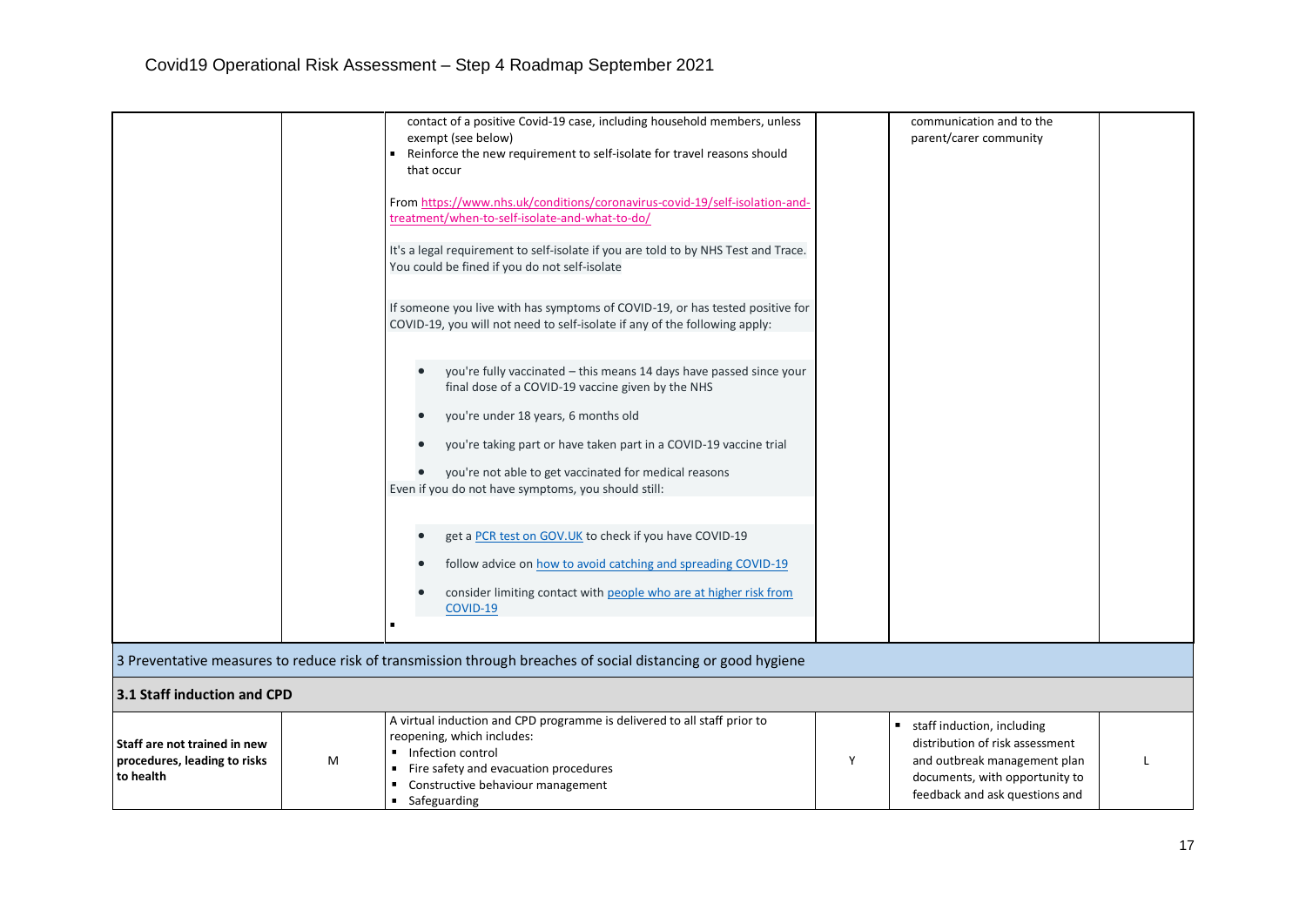| | | | | | |
|---|---|---|---|---|---|
| | | contact of a positive Covid-19 case, including household members, unless exempt (see below)<br>▪ Reinforce the new requirement to self-isolate for travel reasons should that occur<br><br>From https://www.nhs.uk/conditions/coronavirus-covid-19/self-isolation-and-treatment/when-to-self-isolate-and-what-to-do/<br><br>It's a legal requirement to self-isolate if you are told to by NHS Test and Trace. You could be fined if you do not self-isolate<br><br>If someone you live with has symptoms of COVID-19, or has tested positive for COVID-19, you will not need to self-isolate if any of the following apply:<br><br>• you're fully vaccinated – this means 14 days have passed since your final dose of a COVID-19 vaccine given by the NHS<br>• you're under 18 years, 6 months old<br>• you're taking part or have taken part in a COVID-19 vaccine trial<br>• you're not able to get vaccinated for medical reasons<br>Even if you do not have symptoms, you should still:<br><br>• get a PCR test on GOV.UK to check if you have COVID-19<br>• follow advice on how to avoid catching and spreading COVID-19<br>• consider limiting contact with people who are at higher risk from COVID-19<br>▪ | | communication and to the parent/carer community | |
| **3 Preventative measures to reduce risk of transmission through breaches of social distancing or good hygiene** | | | | | |
| **3.1 Staff induction and CPD** | | | | | |
| **Staff are not trained in new procedures, leading to risks to health** | M | A virtual induction and CPD programme is delivered to all staff prior to reopening, which includes:<br>▪ Infection control<br>▪ Fire safety and evacuation procedures<br>▪ Constructive behaviour management<br>▪ Safeguarding | Y | ▪ staff induction, including distribution of risk assessment and outbreak management plan documents, with opportunity to feedback and ask questions and | L |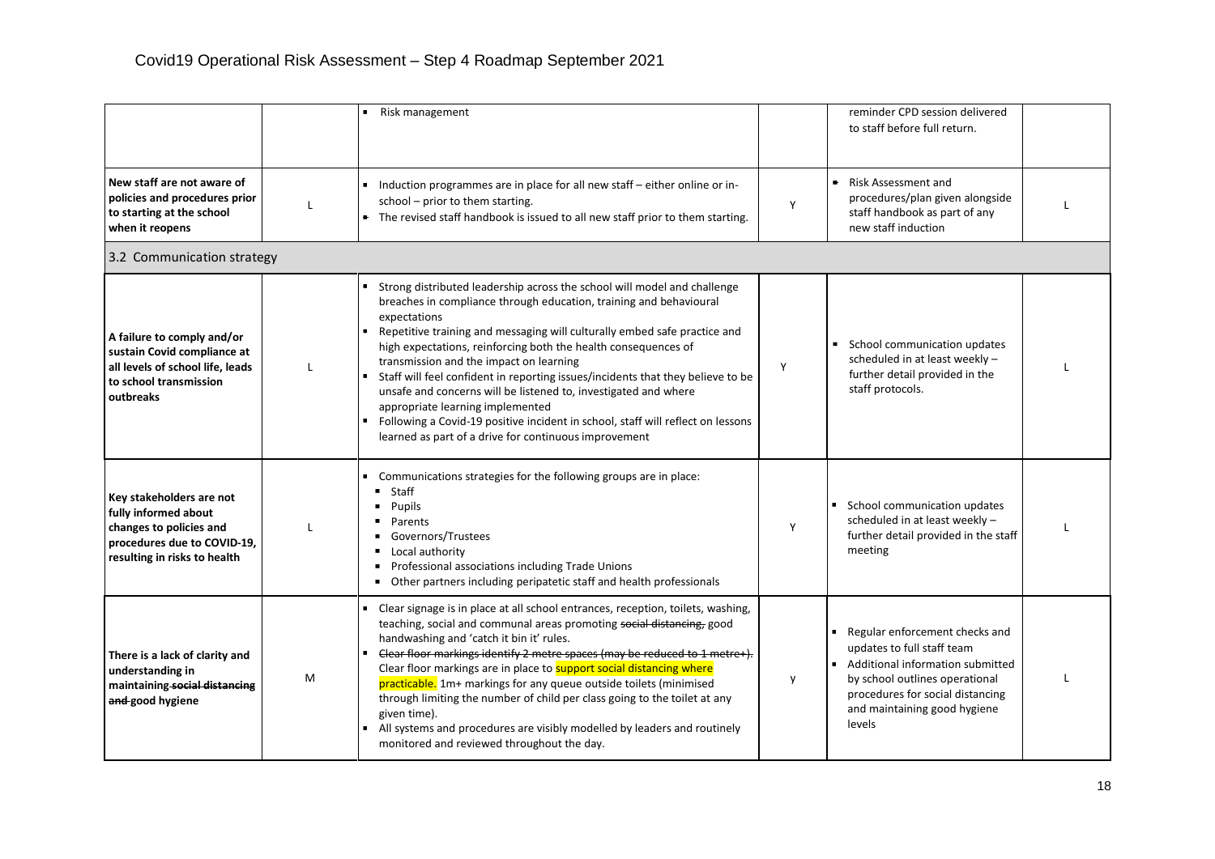# Covid19 Operational Risk Assessment – Step 4 Roadmap September 2021

| | | | | | |
|---|---|---|---|---|---|
| | | ▪ Risk management | | reminder CPD session delivered to staff before full return. | |
| **New staff are not aware of policies and procedures prior to starting at the school when it reopens** | L | ▪ Induction programmes are in place for all new staff – either online or in-school – prior to them starting.<br>▪ The revised staff handbook is issued to all new staff prior to them starting. | Y | ▪ Risk Assessment and procedures/plan given alongside staff handbook as part of any new staff induction | L |
| 3.2 Communication strategy | | | | | |
| **A failure to comply and/or sustain Covid compliance at all levels of school life, leads to school transmission outbreaks** | L | ▪ Strong distributed leadership across the school will model and challenge breaches in compliance through education, training and behavioural expectations<br>▪ Repetitive training and messaging will culturally embed safe practice and high expectations, reinforcing both the health consequences of transmission and the impact on learning<br>▪ Staff will feel confident in reporting issues/incidents that they believe to be unsafe and concerns will be listened to, investigated and where appropriate learning implemented<br>▪ Following a Covid-19 positive incident in school, staff will reflect on lessons learned as part of a drive for continuous improvement | Y | ▪ School communication updates scheduled in at least weekly – further detail provided in the staff protocols. | L |
| **Key stakeholders are not fully informed about changes to policies and procedures due to COVID-19, resulting in risks to health** | L | ▪ Communications strategies for the following groups are in place:<br>▪ Staff<br>▪ Pupils<br>▪ Parents<br>▪ Governors/Trustees<br>▪ Local authority<br>▪ Professional associations including Trade Unions<br>▪ Other partners including peripatetic staff and health professionals | Y | ▪ School communication updates scheduled in at least weekly – further detail provided in the staff meeting | L |
| **There is a lack of clarity and understanding in maintaining ~~social distancing and~~ good hygiene** | M | ▪ Clear signage is in place at all school entrances, reception, toilets, washing, teaching, social and communal areas promoting ~~social distancing,~~ good handwashing and 'catch it bin it' rules.<br>▪ ~~Clear floor markings identify 2 metre spaces (may be reduced to 1 metre+).~~ Clear floor markings are in place to support social distancing where practicable. 1m+ markings for any queue outside toilets (minimised through limiting the number of child per class going to the toilet at any given time).<br>▪ All systems and procedures are visibly modelled by leaders and routinely monitored and reviewed throughout the day. | y | ▪ Regular enforcement checks and updates to full staff team<br>▪ Additional information submitted by school outlines operational procedures for social distancing and maintaining good hygiene levels | L |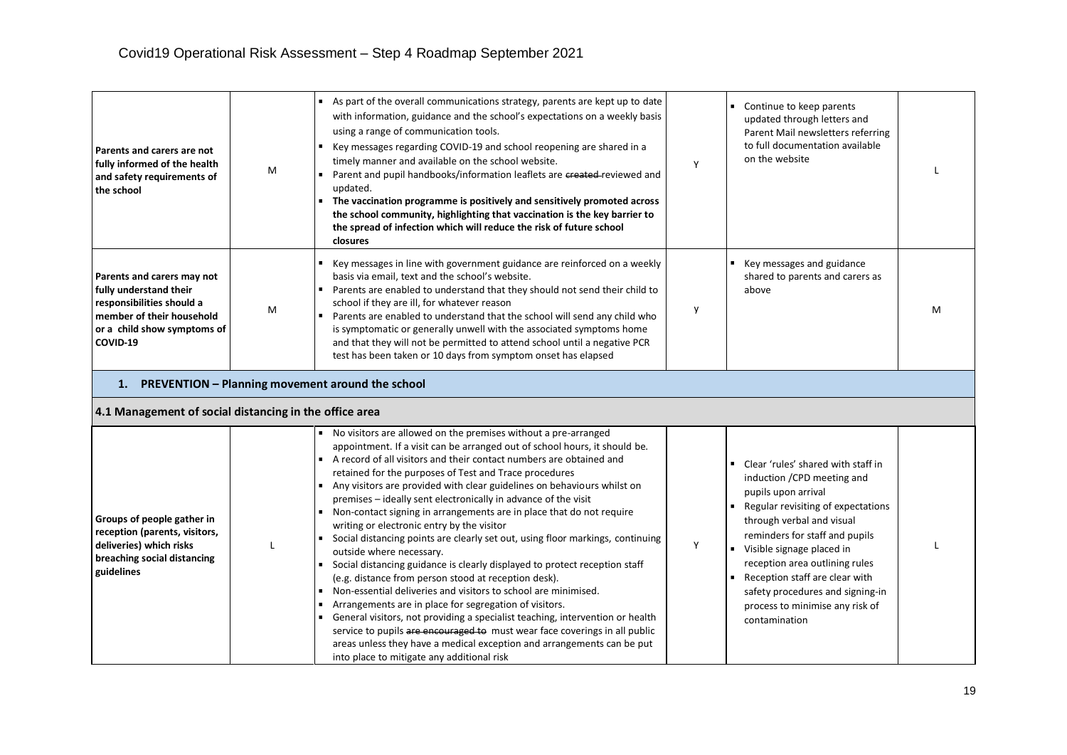# Covid19 Operational Risk Assessment – Step 4 Roadmap September 2021

| | | | | | |
|---|---|---|---|---|---|
| **Parents and carers are not fully informed of the health and safety requirements of the school** | M | ▪ As part of the overall communications strategy, parents are kept up to date with information, guidance and the school's expectations on a weekly basis using a range of communication tools.<br>▪ Key messages regarding COVID-19 and school reopening are shared in a timely manner and available on the school website.<br>▪ Parent and pupil handbooks/information leaflets are ~~created~~ reviewed and updated.<br>▪ **The vaccination programme is positively and sensitively promoted across the school community, highlighting that vaccination is the key barrier to the spread of infection which will reduce the risk of future school closures** | Y | ▪ Continue to keep parents updated through letters and Parent Mail newsletters referring to full documentation available on the website | L |
| **Parents and carers may not fully understand their responsibilities should a member of their household or a child show symptoms of COVID-19** | M | ▪ Key messages in line with government guidance are reinforced on a weekly basis via email, text and the school's website.<br>▪ Parents are enabled to understand that they should not send their child to school if they are ill, for whatever reason<br>▪ Parents are enabled to understand that the school will send any child who is symptomatic or generally unwell with the associated symptoms home and that they will not be permitted to attend school until a negative PCR test has been taken or 10 days from symptom onset has elapsed | y | ▪ Key messages and guidance shared to parents and carers as above | M |
| **1. PREVENTION – Planning movement around the school** | | | | | |
| **4.1 Management of social distancing in the office area** | | | | | |
| **Groups of people gather in reception (parents, visitors, deliveries) which risks breaching social distancing guidelines** | L | ▪ No visitors are allowed on the premises without a pre-arranged appointment. If a visit can be arranged out of school hours, it should be.<br>▪ A record of all visitors and their contact numbers are obtained and retained for the purposes of Test and Trace procedures<br>▪ Any visitors are provided with clear guidelines on behaviours whilst on premises – ideally sent electronically in advance of the visit<br>▪ Non-contact signing in arrangements are in place that do not require writing or electronic entry by the visitor<br>▪ Social distancing points are clearly set out, using floor markings, continuing outside where necessary.<br>▪ Social distancing guidance is clearly displayed to protect reception staff (e.g. distance from person stood at reception desk).<br>▪ Non-essential deliveries and visitors to school are minimised.<br>▪ Arrangements are in place for segregation of visitors.<br>▪ General visitors, not providing a specialist teaching, intervention or health service to pupils ~~are encouraged to~~ must wear face coverings in all public areas unless they have a medical exception and arrangements can be put into place to mitigate any additional risk | Y | ▪ Clear 'rules' shared with staff in induction /CPD meeting and pupils upon arrival<br>▪ Regular revisiting of expectations through verbal and visual reminders for staff and pupils<br>▪ Visible signage placed in reception area outlining rules<br>▪ Reception staff are clear with safety procedures and signing-in process to minimise any risk of contamination | L |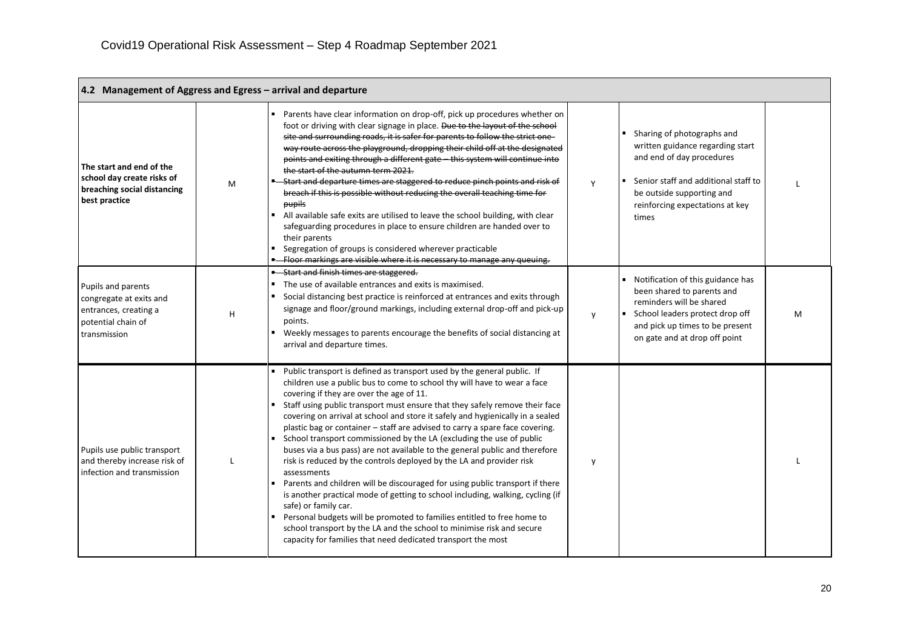| 4.2 Management of Aggress and Egress – arrival and departure | | | | | |
|---|---|---|---|---|---|
| **The start and end of the school day create risks of breaching social distancing best practice** | M | ▪ Parents have clear information on drop-off, pick up procedures whether on foot or driving with clear signage in place. ~~Due to the layout of the school site and surrounding roads, it is safer for parents to follow the strict one-way route across the playground, dropping their child off at the designated points and exiting through a different gate – this system will continue into the start of the autumn term 2021.~~<br>▪ ~~Start and departure times are staggered to reduce pinch points and risk of breach if this is possible without reducing the overall teaching time for pupils~~<br>▪ All available safe exits are utilised to leave the school building, with clear safeguarding procedures in place to ensure children are handed over to their parents<br>▪ Segregation of groups is considered wherever practicable<br>▪ ~~Floor markings are visible where it is necessary to manage any queuing.~~ | Y | ▪ Sharing of photographs and written guidance regarding start and end of day procedures<br>▪ Senior staff and additional staff to be outside supporting and reinforcing expectations at key times | L |
| Pupils and parents congregate at exits and entrances, creating a potential chain of transmission | H | ▪ ~~Start and finish times are staggered.~~<br>▪ The use of available entrances and exits is maximised.<br>▪ Social distancing best practice is reinforced at entrances and exits through signage and floor/ground markings, including external drop-off and pick-up points.<br>▪ Weekly messages to parents encourage the benefits of social distancing at arrival and departure times. | y | ▪ Notification of this guidance has been shared to parents and reminders will be shared<br>▪ School leaders protect drop off and pick up times to be present on gate and at drop off point | M |
| Pupils use public transport and thereby increase risk of infection and transmission | L | ▪ Public transport is defined as transport used by the general public. If children use a public bus to come to school thy will have to wear a face covering if they are over the age of 11.<br>▪ Staff using public transport must ensure that they safely remove their face covering on arrival at school and store it safely and hygienically in a sealed plastic bag or container – staff are advised to carry a spare face covering.<br>▪ School transport commissioned by the LA (excluding the use of public buses via a bus pass) are not available to the general public and therefore risk is reduced by the controls deployed by the LA and provider risk assessments<br>▪ Parents and children will be discouraged for using public transport if there is another practical mode of getting to school including, walking, cycling (if safe) or family car.<br>▪ Personal budgets will be promoted to families entitled to free home to school transport by the LA and the school to minimise risk and secure capacity for families that need dedicated transport the most | y | | L |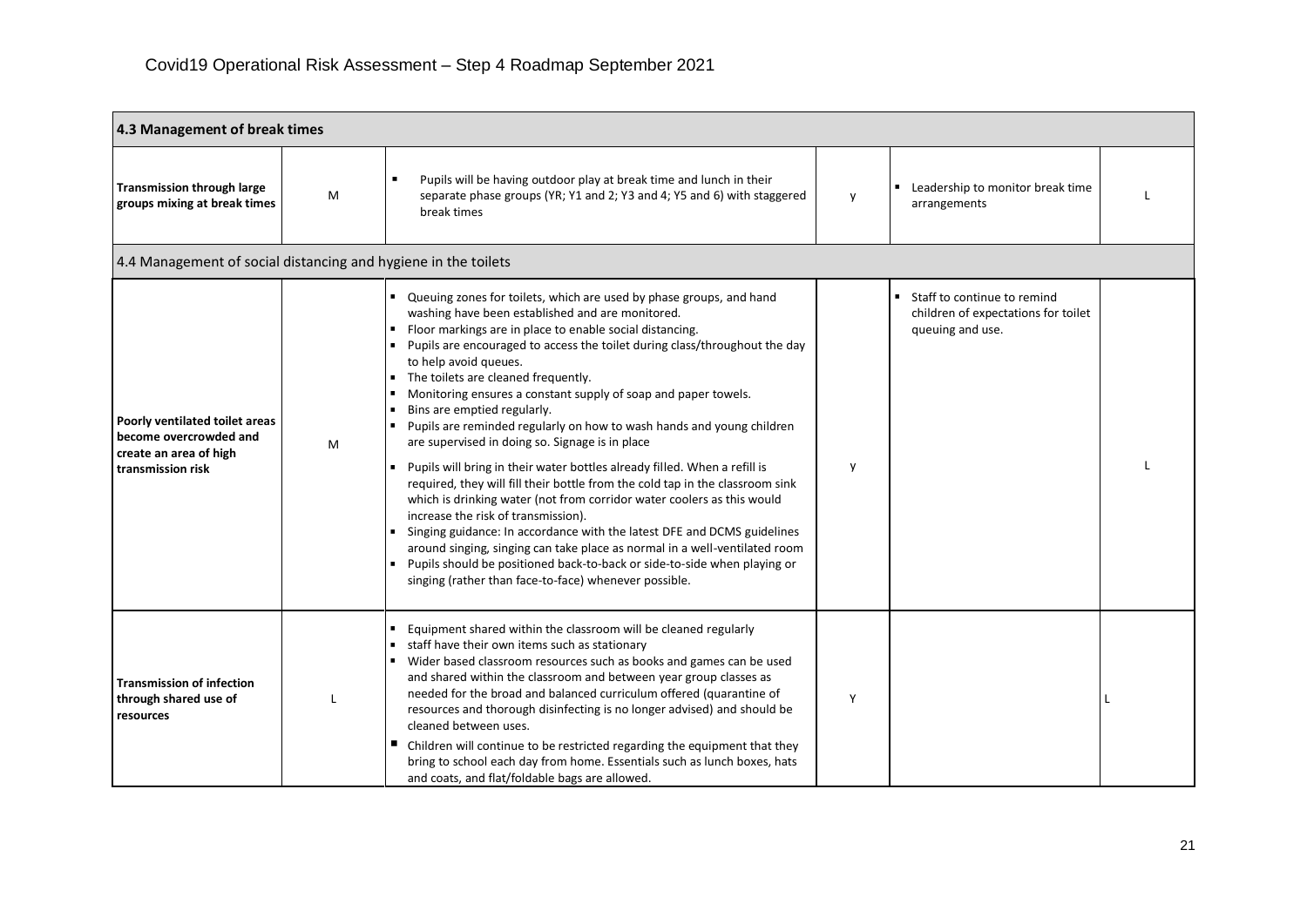Covid19 Operational Risk Assessment – Step 4 Roadmap September 2021

| 4.3 Management of break times | | | | | |
|---|---|---|---|---|---|
| **Transmission through large groups mixing at break times** | M | ▪ Pupils will be having outdoor play at break time and lunch in their separate phase groups (YR; Y1 and 2; Y3 and 4; Y5 and 6) with staggered break times | y | ▪ Leadership to monitor break time arrangements | L |
| 4.4 Management of social distancing and hygiene in the toilets | | | | | |
| **Poorly ventilated toilet areas become overcrowded and create an area of high transmission risk** | M | ▪ Queuing zones for toilets, which are used by phase groups, and hand washing have been established and are monitored.<br>▪ Floor markings are in place to enable social distancing.<br>▪ Pupils are encouraged to access the toilet during class/throughout the day to help avoid queues.<br>▪ The toilets are cleaned frequently.<br>▪ Monitoring ensures a constant supply of soap and paper towels.<br>▪ Bins are emptied regularly.<br>▪ Pupils are reminded regularly on how to wash hands and young children are supervised in doing so. Signage is in place<br>▪ Pupils will bring in their water bottles already filled. When a refill is required, they will fill their bottle from the cold tap in the classroom sink which is drinking water (not from corridor water coolers as this would increase the risk of transmission).<br>▪ Singing guidance: In accordance with the latest DFE and DCMS guidelines around singing, singing can take place as normal in a well-ventilated room<br>▪ Pupils should be positioned back-to-back or side-to-side when playing or singing (rather than face-to-face) whenever possible. | y | ▪ Staff to continue to remind children of expectations for toilet queuing and use. | L |
| **Transmission of infection through shared use of resources** | L | ▪ Equipment shared within the classroom will be cleaned regularly<br>▪ staff have their own items such as stationary<br>▪ Wider based classroom resources such as books and games can be used and shared within the classroom and between year group classes as needed for the broad and balanced curriculum offered (quarantine of resources and thorough disinfecting is no longer advised) and should be cleaned between uses.<br>▪ Children will continue to be restricted regarding the equipment that they bring to school each day from home. Essentials such as lunch boxes, hats and coats, and flat/foldable bags are allowed. | Y | | L |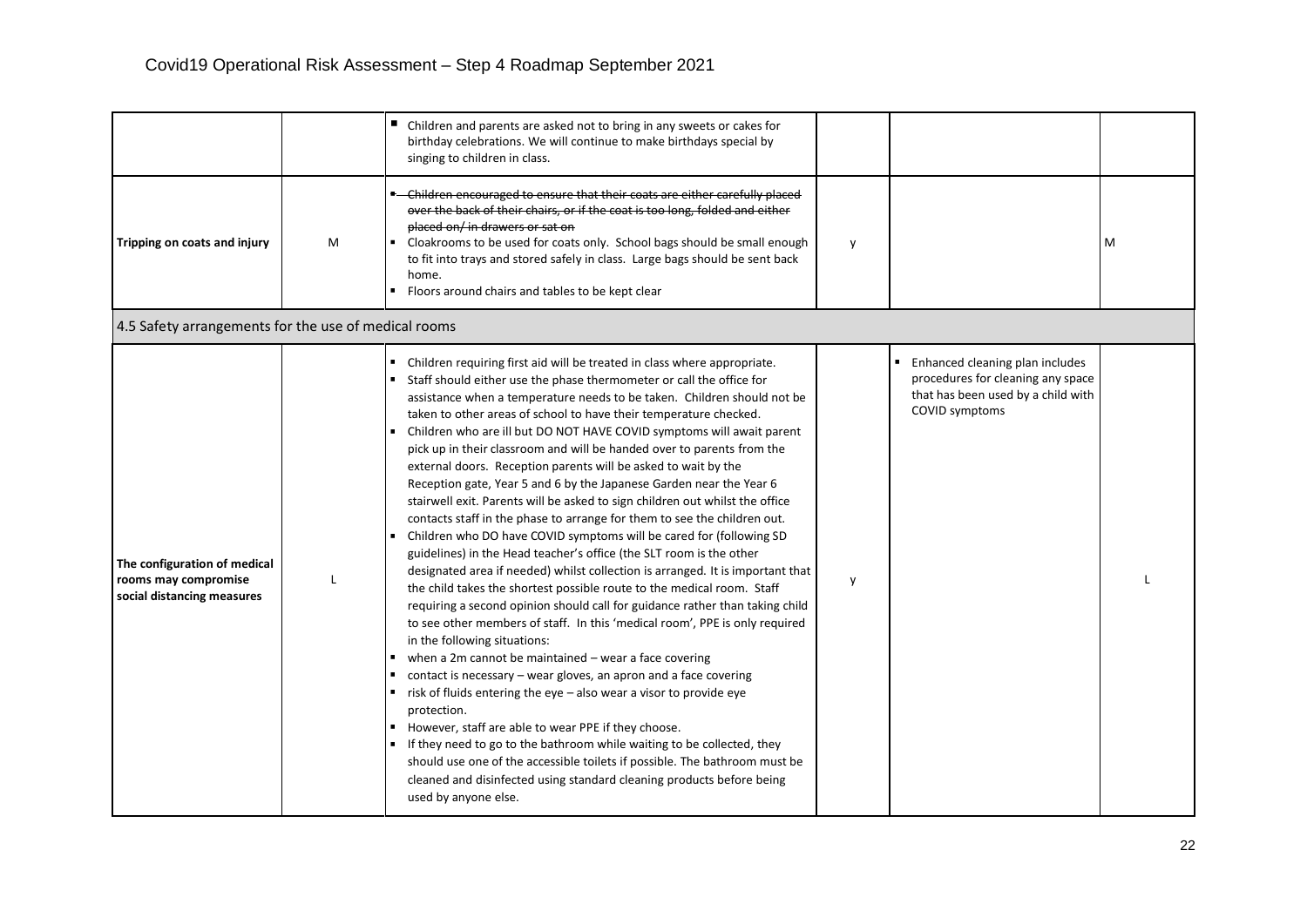| | | | | | |
|---|---|---|---|---|---|
| | | ▪ Children and parents are asked not to bring in any sweets or cakes for birthday celebrations. We will continue to make birthdays special by singing to children in class. | | | |
| **Tripping on coats and injury** | M | ~~▪ Children encouraged to ensure that their coats are either carefully placed over the back of their chairs, or if the coat is too long, folded and either placed on/ in drawers or sat on~~<br>▪ Cloakrooms to be used for coats only. School bags should be small enough to fit into trays and stored safely in class. Large bags should be sent back home.<br>▪ Floors around chairs and tables to be kept clear | y | | M |
| 4.5 Safety arrangements for the use of medical rooms | | | | | |
| **The configuration of medical rooms may compromise social distancing measures** | L | ▪ Children requiring first aid will be treated in class where appropriate.<br>▪ Staff should either use the phase thermometer or call the office for assistance when a temperature needs to be taken. Children should not be taken to other areas of school to have their temperature checked.<br>▪ Children who are ill but DO NOT HAVE COVID symptoms will await parent pick up in their classroom and will be handed over to parents from the external doors. Reception parents will be asked to wait by the Reception gate, Year 5 and 6 by the Japanese Garden near the Year 6 stairwell exit. Parents will be asked to sign children out whilst the office contacts staff in the phase to arrange for them to see the children out.<br>▪ Children who DO have COVID symptoms will be cared for (following SD guidelines) in the Head teacher's office (the SLT room is the other designated area if needed) whilst collection is arranged. It is important that the child takes the shortest possible route to the medical room. Staff requiring a second opinion should call for guidance rather than taking child to see other members of staff. In this 'medical room', PPE is only required in the following situations:<br>▪ when a 2m cannot be maintained – wear a face covering<br>▪ contact is necessary – wear gloves, an apron and a face covering<br>▪ risk of fluids entering the eye – also wear a visor to provide eye protection.<br>▪ However, staff are able to wear PPE if they choose.<br>▪ If they need to go to the bathroom while waiting to be collected, they should use one of the accessible toilets if possible. The bathroom must be cleaned and disinfected using standard cleaning products before being used by anyone else. | y | ▪ Enhanced cleaning plan includes procedures for cleaning any space that has been used by a child with COVID symptoms | L |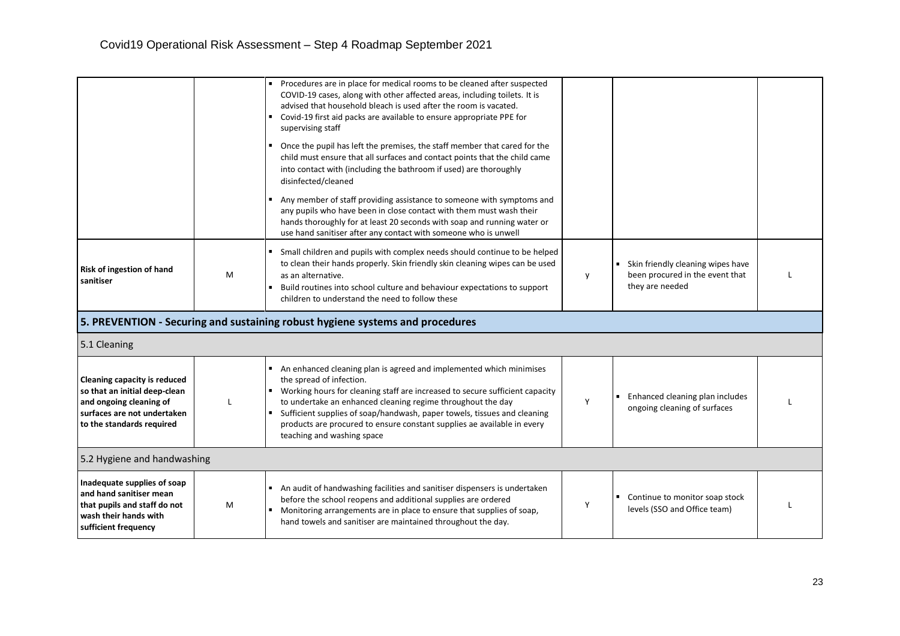| | | | | | |
|---|---|---|---|---|---|
| | | ▪ Procedures are in place for medical rooms to be cleaned after suspected COVID-19 cases, along with other affected areas, including toilets. It is advised that household bleach is used after the room is vacated.<br>▪ Covid-19 first aid packs are available to ensure appropriate PPE for supervising staff<br>▪ Once the pupil has left the premises, the staff member that cared for the child must ensure that all surfaces and contact points that the child came into contact with (including the bathroom if used) are thoroughly disinfected/cleaned<br>▪ Any member of staff providing assistance to someone with symptoms and any pupils who have been in close contact with them must wash their hands thoroughly for at least 20 seconds with soap and running water or use hand sanitiser after any contact with someone who is unwell | | | |
| **Risk of ingestion of hand sanitiser** | M | ▪ Small children and pupils with complex needs should continue to be helped to clean their hands properly. Skin friendly skin cleaning wipes can be used as an alternative.<br>▪ Build routines into school culture and behaviour expectations to support children to understand the need to follow these | y | ▪ Skin friendly cleaning wipes have been procured in the event that they are needed | L |
| **5. PREVENTION - Securing and sustaining robust hygiene systems and procedures** | | | | | |
| 5.1 Cleaning | | | | | |
| **Cleaning capacity is reduced so that an initial deep-clean and ongoing cleaning of surfaces are not undertaken to the standards required** | L | ▪ An enhanced cleaning plan is agreed and implemented which minimises the spread of infection.<br>▪ Working hours for cleaning staff are increased to secure sufficient capacity to undertake an enhanced cleaning regime throughout the day<br>▪ Sufficient supplies of soap/handwash, paper towels, tissues and cleaning products are procured to ensure constant supplies ae available in every teaching and washing space | Y | ▪ Enhanced cleaning plan includes ongoing cleaning of surfaces | L |
| 5.2 Hygiene and handwashing | | | | | |
| **Inadequate supplies of soap and hand sanitiser mean that pupils and staff do not wash their hands with sufficient frequency** | M | ▪ An audit of handwashing facilities and sanitiser dispensers is undertaken before the school reopens and additional supplies are ordered<br>▪ Monitoring arrangements are in place to ensure that supplies of soap, hand towels and sanitiser are maintained throughout the day. | Y | ▪ Continue to monitor soap stock levels (SSO and Office team) | L |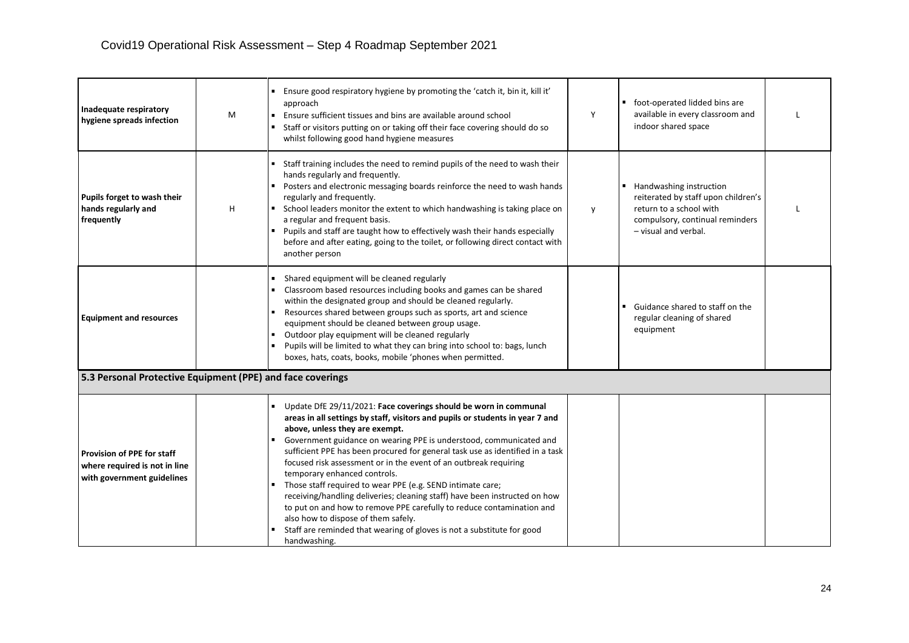Covid19 Operational Risk Assessment – Step 4 Roadmap September 2021

| | | | | | |
|---|---|---|---|---|---|
| **Inadequate respiratory hygiene spreads infection** | M | ▪ Ensure good respiratory hygiene by promoting the 'catch it, bin it, kill it' approach<br>▪ Ensure sufficient tissues and bins are available around school<br>▪ Staff or visitors putting on or taking off their face covering should do so whilst following good hand hygiene measures | Y | ▪ foot-operated lidded bins are available in every classroom and indoor shared space | L |
| **Pupils forget to wash their hands regularly and frequently** | H | ▪ Staff training includes the need to remind pupils of the need to wash their hands regularly and frequently.<br>▪ Posters and electronic messaging boards reinforce the need to wash hands regularly and frequently.<br>▪ School leaders monitor the extent to which handwashing is taking place on a regular and frequent basis.<br>▪ Pupils and staff are taught how to effectively wash their hands especially before and after eating, going to the toilet, or following direct contact with another person | y | ▪ Handwashing instruction reiterated by staff upon children's return to a school with compulsory, continual reminders – visual and verbal. | L |
| **Equipment and resources** | | ▪ Shared equipment will be cleaned regularly<br>▪ Classroom based resources including books and games can be shared within the designated group and should be cleaned regularly.<br>▪ Resources shared between groups such as sports, art and science equipment should be cleaned between group usage.<br>▪ Outdoor play equipment will be cleaned regularly<br>▪ Pupils will be limited to what they can bring into school to: bags, lunch boxes, hats, coats, books, mobile 'phones when permitted. | | ▪ Guidance shared to staff on the regular cleaning of shared equipment | |
| **5.3 Personal Protective Equipment (PPE) and face coverings** | | | | | |
| **Provision of PPE for staff where required is not in line with government guidelines** | | ▪ Update DfE 29/11/2021: **Face coverings should be worn in communal areas in all settings by staff, visitors and pupils or students in year 7 and above, unless they are exempt.**<br>▪ Government guidance on wearing PPE is understood, communicated and sufficient PPE has been procured for general task use as identified in a task focused risk assessment or in the event of an outbreak requiring temporary enhanced controls.<br>▪ Those staff required to wear PPE (e.g. SEND intimate care; receiving/handling deliveries; cleaning staff) have been instructed on how to put on and how to remove PPE carefully to reduce contamination and also how to dispose of them safely.<br>▪ Staff are reminded that wearing of gloves is not a substitute for good handwashing. | | | |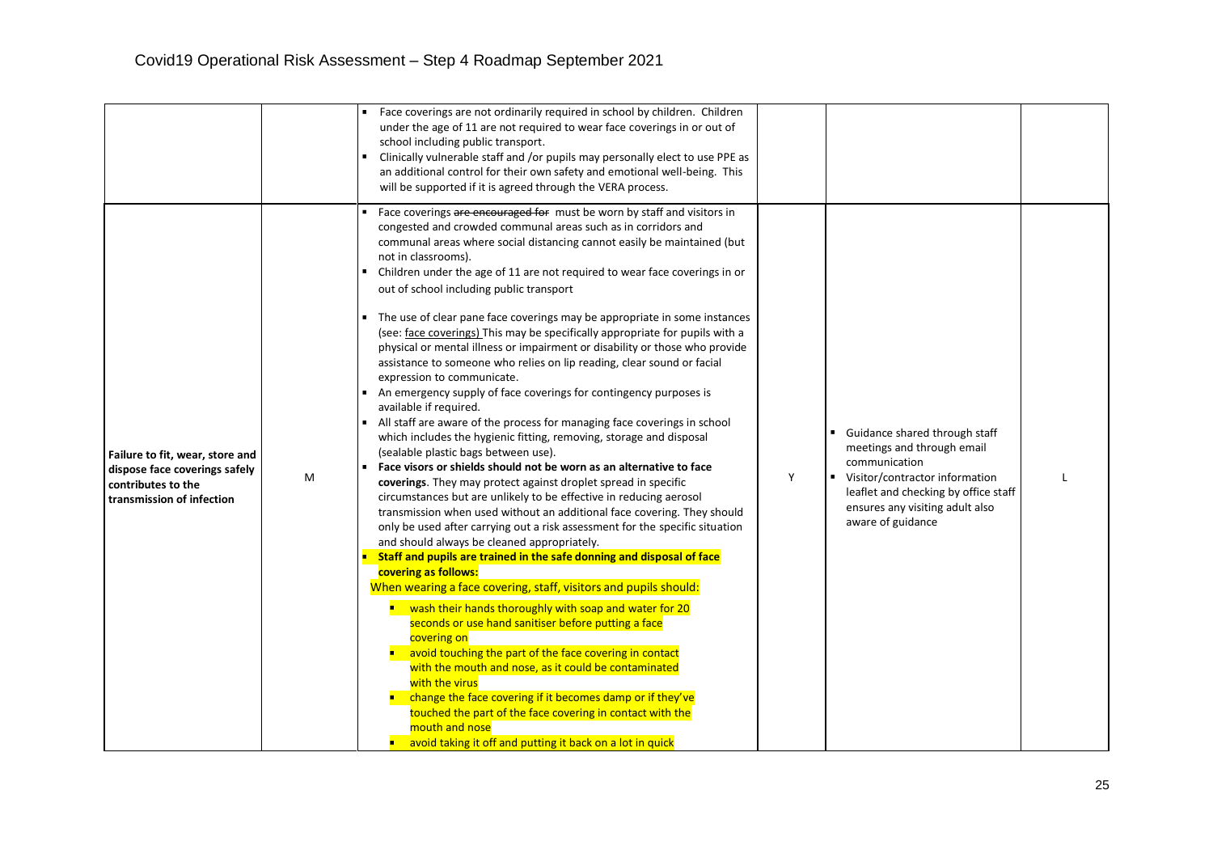# Covid19 Operational Risk Assessment – Step 4 Roadmap September 2021

| | | | | | |
|---|---|---|---|---|---|
| | | ▪ Face coverings are not ordinarily required in school by children. Children under the age of 11 are not required to wear face coverings in or out of school including public transport.<br>▪ Clinically vulnerable staff and /or pupils may personally elect to use PPE as an additional control for their own safety and emotional well-being. This will be supported if it is agreed through the VERA process. | | | |
| **Failure to fit, wear, store and dispose face coverings safely contributes to the transmission of infection** | M | ▪ Face coverings ~~are encouraged for~~ must be worn by staff and visitors in congested and crowded communal areas such as in corridors and communal areas where social distancing cannot easily be maintained (but not in classrooms).<br>▪ Children under the age of 11 are not required to wear face coverings in or out of school including public transport<br>▪ The use of clear pane face coverings may be appropriate in some instances (see: face coverings) This may be specifically appropriate for pupils with a physical or mental illness or impairment or disability or those who provide assistance to someone who relies on lip reading, clear sound or facial expression to communicate.<br>▪ An emergency supply of face coverings for contingency purposes is available if required.<br>▪ All staff are aware of the process for managing face coverings in school which includes the hygienic fitting, removing, storage and disposal (sealable plastic bags between use).<br>▪ **Face visors or shields should not be worn as an alternative to face coverings**. They may protect against droplet spread in specific circumstances but are unlikely to be effective in reducing aerosol transmission when used without an additional face covering. They should only be used after carrying out a risk assessment for the specific situation and should always be cleaned appropriately.<br>▪ **Staff and pupils are trained in the safe donning and disposal of face covering as follows:**<br>When wearing a face covering, staff, visitors and pupils should:<br>▪ wash their hands thoroughly with soap and water for 20 seconds or use hand sanitiser before putting a face covering on<br>▪ avoid touching the part of the face covering in contact with the mouth and nose, as it could be contaminated with the virus<br>▪ change the face covering if it becomes damp or if they've touched the part of the face covering in contact with the mouth and nose<br>▪ avoid taking it off and putting it back on a lot in quick | Y | ▪ Guidance shared through staff meetings and through email communication<br>▪ Visitor/contractor information leaflet and checking by office staff ensures any visiting adult also aware of guidance | L |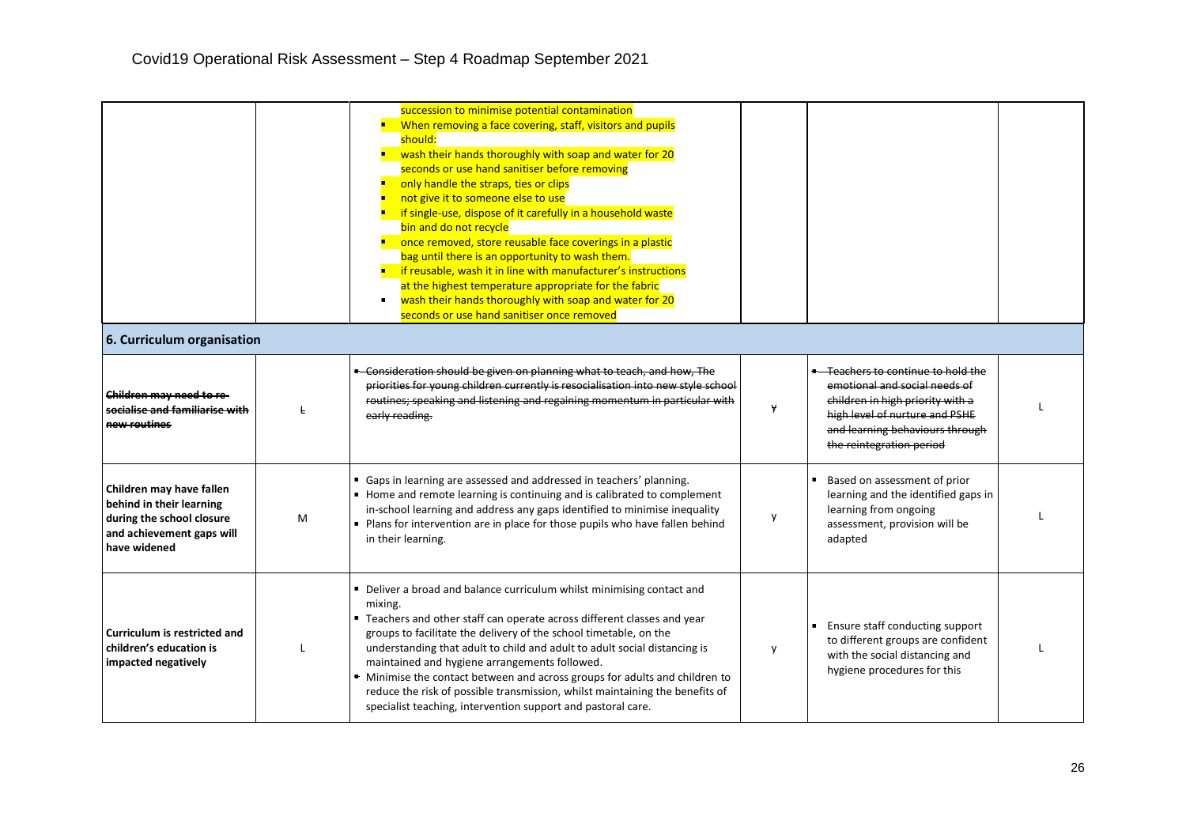| | | | | | |
|---|---|---|---|---|---|
| | | succession to minimise potential contamination<br>▪ When removing a face covering, staff, visitors and pupils should:<br>▪ wash their hands thoroughly with soap and water for 20 seconds or use hand sanitiser before removing<br>▪ only handle the straps, ties or clips<br>▪ not give it to someone else to use<br>▪ if single-use, dispose of it carefully in a household waste bin and do not recycle<br>▪ once removed, store reusable face coverings in a plastic bag until there is an opportunity to wash them.<br>▪ if reusable, wash it in line with manufacturer's instructions at the highest temperature appropriate for the fabric<br>▪ wash their hands thoroughly with soap and water for 20 seconds or use hand sanitiser once removed | | | |
| **6. Curriculum organisation** | | | | | |
| ~~**Children may need to re-socialise and familiarise with new routines**~~ | ~~L~~ | ~~▪ Consideration should be given on planning what to teach, and how. The priorities for young children currently is resocialisation into new style school routines; speaking and listening and regaining momentum in particular with early reading.~~ | ~~Y~~ | ~~▪ Teachers to continue to hold the emotional and social needs of children in high priority with a high level of nurture and PSHE and learning behaviours through the reintegration period~~ | L |
| **Children may have fallen behind in their learning during the school closure and achievement gaps will have widened** | M | ▪ Gaps in learning are assessed and addressed in teachers' planning.<br>▪ Home and remote learning is continuing and is calibrated to complement in-school learning and address any gaps identified to minimise inequality<br>▪ Plans for intervention are in place for those pupils who have fallen behind in their learning. | y | ▪ Based on assessment of prior learning and the identified gaps in learning from ongoing assessment, provision will be adapted | L |
| **Curriculum is restricted and children's education is impacted negatively** | L | ▪ Deliver a broad and balance curriculum whilst minimising contact and mixing.<br>▪ Teachers and other staff can operate across different classes and year groups to facilitate the delivery of the school timetable, on the understanding that adult to child and adult to adult social distancing is maintained and hygiene arrangements followed.<br>▪ Minimise the contact between and across groups for adults and children to reduce the risk of possible transmission, whilst maintaining the benefits of specialist teaching, intervention support and pastoral care. | y | ▪ Ensure staff conducting support to different groups are confident with the social distancing and hygiene procedures for this | L |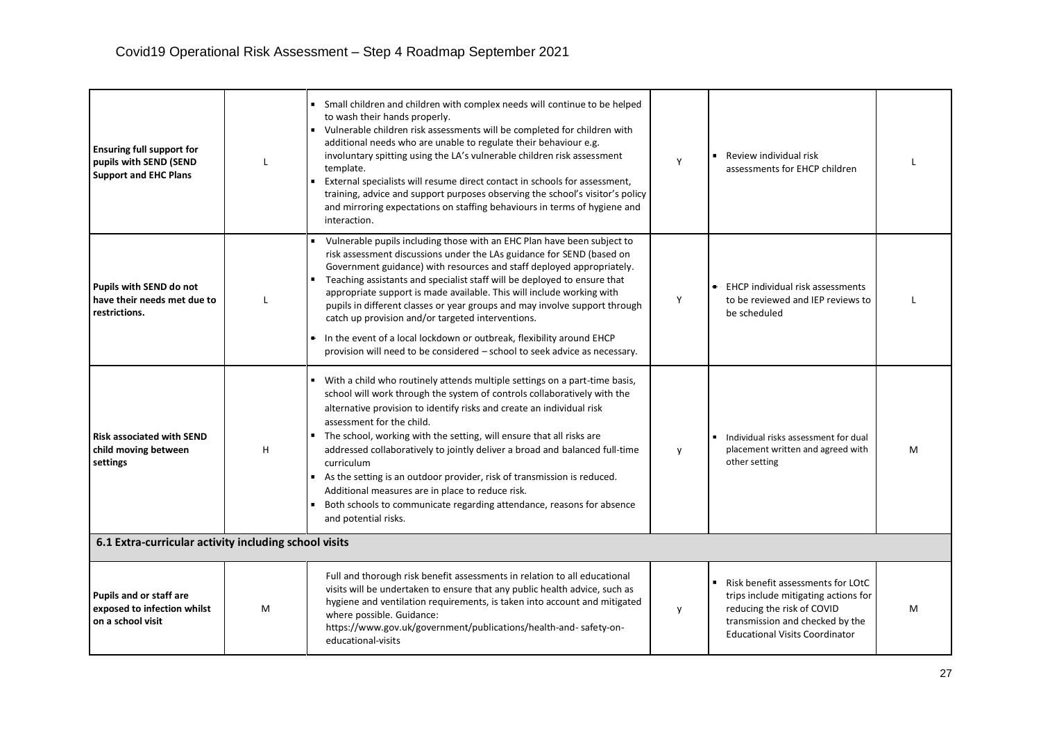| | | | | | |
|---|---|---|---|---|---|
| **Ensuring full support for pupils with SEND (SEND Support and EHC Plans** | L | ▪ Small children and children with complex needs will continue to be helped to wash their hands properly.<br>▪ Vulnerable children risk assessments will be completed for children with additional needs who are unable to regulate their behaviour e.g. involuntary spitting using the LA's vulnerable children risk assessment template.<br>▪ External specialists will resume direct contact in schools for assessment, training, advice and support purposes observing the school's visitor's policy and mirroring expectations on staffing behaviours in terms of hygiene and interaction. | Y | ▪ Review individual risk assessments for EHCP children | L |
| **Pupils with SEND do not have their needs met due to restrictions.** | L | ▪ Vulnerable pupils including those with an EHC Plan have been subject to risk assessment discussions under the LAs guidance for SEND (based on Government guidance) with resources and staff deployed appropriately.<br>▪ Teaching assistants and specialist staff will be deployed to ensure that appropriate support is made available. This will include working with pupils in different classes or year groups and may involve support through catch up provision and/or targeted interventions.<br>▪ In the event of a local lockdown or outbreak, flexibility around EHCP provision will need to be considered – school to seek advice as necessary. | Y | ▪ EHCP individual risk assessments to be reviewed and IEP reviews to be scheduled | L |
| **Risk associated with SEND child moving between settings** | H | ▪ With a child who routinely attends multiple settings on a part-time basis, school will work through the system of controls collaboratively with the alternative provision to identify risks and create an individual risk assessment for the child.<br>▪ The school, working with the setting, will ensure that all risks are addressed collaboratively to jointly deliver a broad and balanced full-time curriculum<br>▪ As the setting is an outdoor provider, risk of transmission is reduced. Additional measures are in place to reduce risk.<br>▪ Both schools to communicate regarding attendance, reasons for absence and potential risks. | y | ▪ Individual risks assessment for dual placement written and agreed with other setting | M |
| **6.1 Extra-curricular activity including school visits** | | | | | |
| **Pupils and or staff are exposed to infection whilst on a school visit** | M | Full and thorough risk benefit assessments in relation to all educational visits will be undertaken to ensure that any public health advice, such as hygiene and ventilation requirements, is taken into account and mitigated where possible. Guidance: https://www.gov.uk/government/publications/health-and- safety-on-educational-visits | y | ▪ Risk benefit assessments for LOtC trips include mitigating actions for reducing the risk of COVID transmission and checked by the Educational Visits Coordinator | M |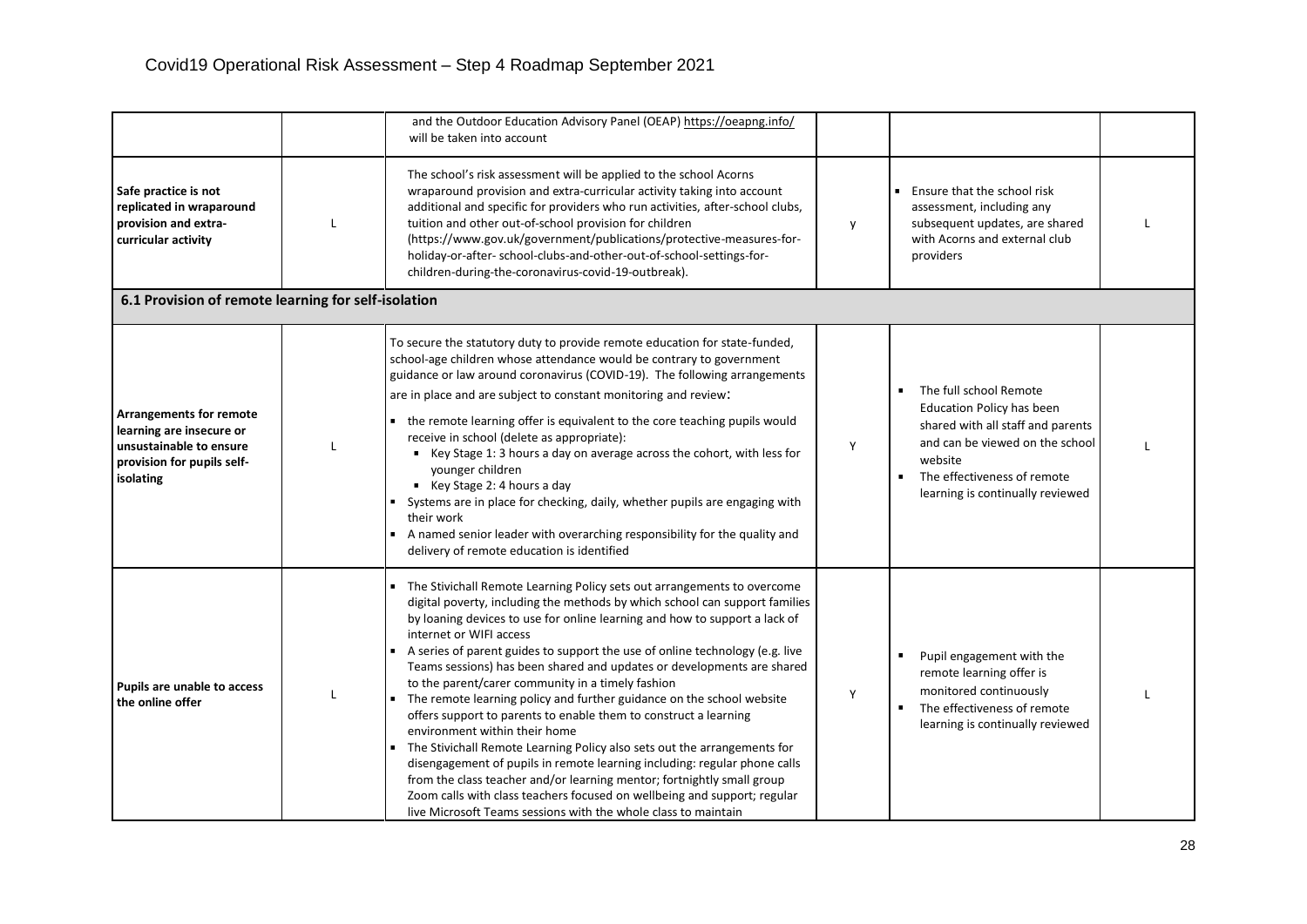| | | | | | |
|---|---|---|---|---|---|
| | | and the Outdoor Education Advisory Panel (OEAP) https://oeapng.info/ will be taken into account | | | |
| **Safe practice is not replicated in wraparound provision and extra-curricular activity** | L | The school's risk assessment will be applied to the school Acorns wraparound provision and extra-curricular activity taking into account additional and specific for providers who run activities, after-school clubs, tuition and other out-of-school provision for children (https://www.gov.uk/government/publications/protective-measures-for-holiday-or-after- school-clubs-and-other-out-of-school-settings-for-children-during-the-coronavirus-covid-19-outbreak). | y | ▪ Ensure that the school risk assessment, including any subsequent updates, are shared with Acorns and external club providers | L |
| **6.1 Provision of remote learning for self-isolation** | | | | | |
| **Arrangements for remote learning are insecure or unsustainable to ensure provision for pupils self-isolating** | L | To secure the statutory duty to provide remote education for state-funded, school-age children whose attendance would be contrary to government guidance or law around coronavirus (COVID-19). The following arrangements are in place and are subject to constant monitoring and review:<br>▪ the remote learning offer is equivalent to the core teaching pupils would receive in school (delete as appropriate):<br>&nbsp;&nbsp;▪ Key Stage 1: 3 hours a day on average across the cohort, with less for younger children<br>&nbsp;&nbsp;▪ Key Stage 2: 4 hours a day<br>▪ Systems are in place for checking, daily, whether pupils are engaging with their work<br>▪ A named senior leader with overarching responsibility for the quality and delivery of remote education is identified | Y | ▪ The full school Remote Education Policy has been shared with all staff and parents and can be viewed on the school website<br>▪ The effectiveness of remote learning is continually reviewed | L |
| **Pupils are unable to access the online offer** | L | ▪ The Stivichall Remote Learning Policy sets out arrangements to overcome digital poverty, including the methods by which school can support families by loaning devices to use for online learning and how to support a lack of internet or WIFI access<br>▪ A series of parent guides to support the use of online technology (e.g. live Teams sessions) has been shared and updates or developments are shared to the parent/carer community in a timely fashion<br>▪ The remote learning policy and further guidance on the school website offers support to parents to enable them to construct a learning environment within their home<br>▪ The Stivichall Remote Learning Policy also sets out the arrangements for disengagement of pupils in remote learning including: regular phone calls from the class teacher and/or learning mentor; fortnightly small group Zoom calls with class teachers focused on wellbeing and support; regular live Microsoft Teams sessions with the whole class to maintain | Y | ▪ Pupil engagement with the remote learning offer is monitored continuously<br>▪ The effectiveness of remote learning is continually reviewed | L |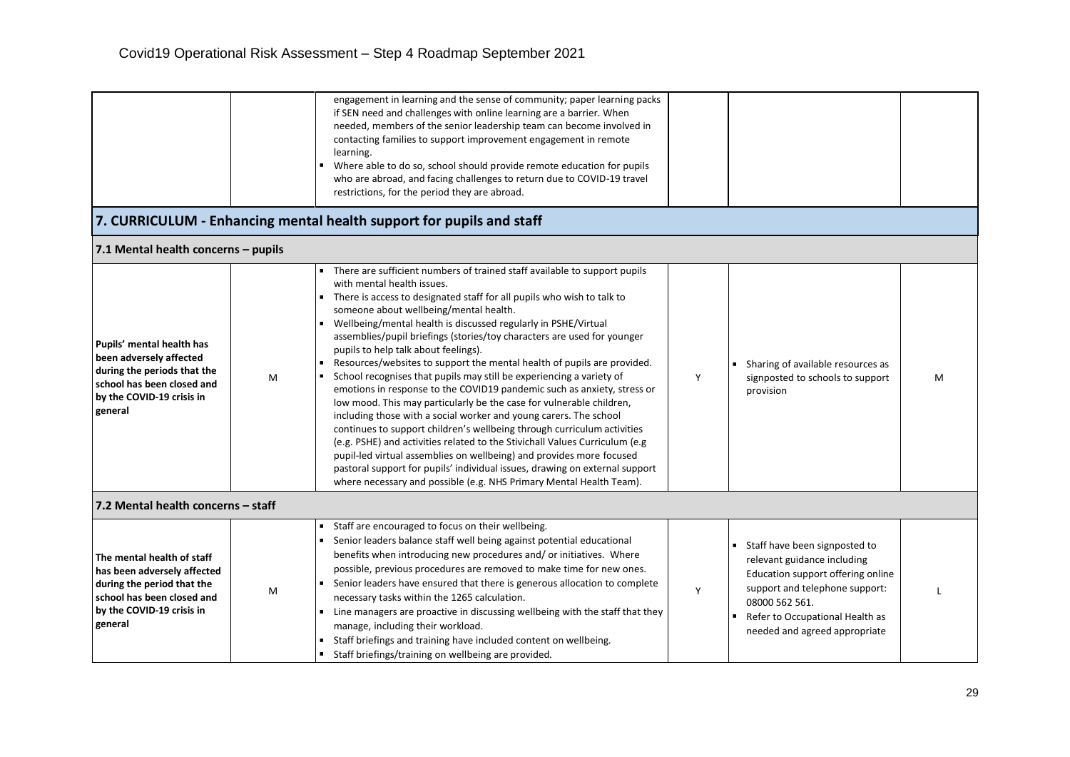| | | | | | |
|---|---|---|---|---|---|
| | | engagement in learning and the sense of community; paper learning packs if SEN need and challenges with online learning are a barrier. When needed, members of the senior leadership team can become involved in contacting families to support improvement engagement in remote learning.<br>▪ Where able to do so, school should provide remote education for pupils who are abroad, and facing challenges to return due to COVID-19 travel restrictions, for the period they are abroad. | | | |

## 7. CURRICULUM - Enhancing mental health support for pupils and staff

### 7.1 Mental health concerns – pupils

| | | | | | |
|---|---|---|---|---|---|
| **Pupils' mental health has been adversely affected during the periods that the school has been closed and by the COVID-19 crisis in general** | M | ▪ There are sufficient numbers of trained staff available to support pupils with mental health issues.<br>▪ There is access to designated staff for all pupils who wish to talk to someone about wellbeing/mental health.<br>▪ Wellbeing/mental health is discussed regularly in PSHE/Virtual assemblies/pupil briefings (stories/toy characters are used for younger pupils to help talk about feelings).<br>▪ Resources/websites to support the mental health of pupils are provided.<br>▪ School recognises that pupils may still be experiencing a variety of emotions in response to the COVID19 pandemic such as anxiety, stress or low mood. This may particularly be the case for vulnerable children, including those with a social worker and young carers. The school continues to support children's wellbeing through curriculum activities (e.g. PSHE) and activities related to the Stivichall Values Curriculum (e.g pupil-led virtual assemblies on wellbeing) and provides more focused pastoral support for pupils' individual issues, drawing on external support where necessary and possible (e.g. NHS Primary Mental Health Team). | Y | ▪ Sharing of available resources as signposted to schools to support provision | M |

### 7.2 Mental health concerns – staff

| | | | | | |
|---|---|---|---|---|---|
| **The mental health of staff has been adversely affected during the period that the school has been closed and by the COVID-19 crisis in general** | M | ▪ Staff are encouraged to focus on their wellbeing.<br>▪ Senior leaders balance staff well being against potential educational benefits when introducing new procedures and/ or initiatives. Where possible, previous procedures are removed to make time for new ones.<br>▪ Senior leaders have ensured that there is generous allocation to complete necessary tasks within the 1265 calculation.<br>▪ Line managers are proactive in discussing wellbeing with the staff that they manage, including their workload.<br>▪ Staff briefings and training have included content on wellbeing.<br>▪ Staff briefings/training on wellbeing are provided. | Y | ▪ Staff have been signposted to relevant guidance including Education support offering online support and telephone support: 08000 562 561.<br>▪ Refer to Occupational Health as needed and agreed appropriate | L |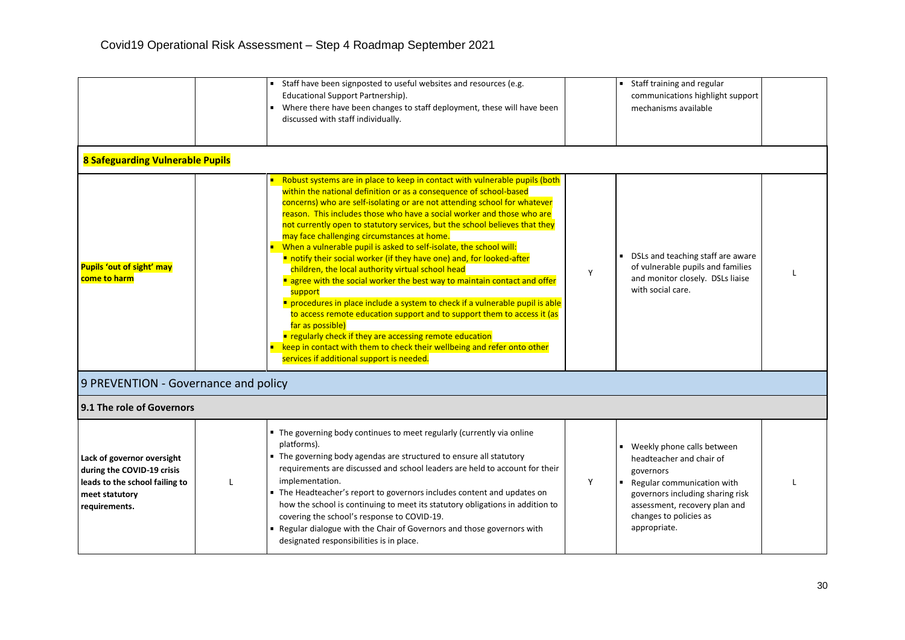| | | | | | |
|---|---|---|---|---|---|
| | | ▪ Staff have been signposted to useful websites and resources (e.g. Educational Support Partnership).<br>▪ Where there have been changes to staff deployment, these will have been discussed with staff individually. | | ▪ Staff training and regular communications highlight support mechanisms available | |
| **8 Safeguarding Vulnerable Pupils** | | | | | |
| **Pupils 'out of sight' may come to harm** | | ▪ Robust systems are in place to keep in contact with vulnerable pupils (both within the national definition or as a consequence of school-based concerns) who are self-isolating or are not attending school for whatever reason. This includes those who have a social worker and those who are not currently open to statutory services, but the school believes that they may face challenging circumstances at home.<br>▪ When a vulnerable pupil is asked to self-isolate, the school will:<br>▪ notify their social worker (if they have one) and, for looked-after children, the local authority virtual school head<br>▪ agree with the social worker the best way to maintain contact and offer support<br>▪ procedures in place include a system to check if a vulnerable pupil is able to access remote education support and to support them to access it (as far as possible)<br>▪ regularly check if they are accessing remote education<br>▪ keep in contact with them to check their wellbeing and refer onto other services if additional support is needed. | Y | ▪ DSLs and teaching staff are aware of vulnerable pupils and families and monitor closely. DSLs liaise with social care. | L |
| 9 PREVENTION - Governance and policy | | | | | |
| **9.1 The role of Governors** | | | | | |
| **Lack of governor oversight during the COVID-19 crisis leads to the school failing to meet statutory requirements.** | L | ▪ The governing body continues to meet regularly (currently via online platforms).<br>▪ The governing body agendas are structured to ensure all statutory requirements are discussed and school leaders are held to account for their implementation.<br>▪ The Headteacher's report to governors includes content and updates on how the school is continuing to meet its statutory obligations in addition to covering the school's response to COVID-19.<br>▪ Regular dialogue with the Chair of Governors and those governors with designated responsibilities is in place. | Y | ▪ Weekly phone calls between headteacher and chair of governors<br>▪ Regular communication with governors including sharing risk assessment, recovery plan and changes to policies as appropriate. | L |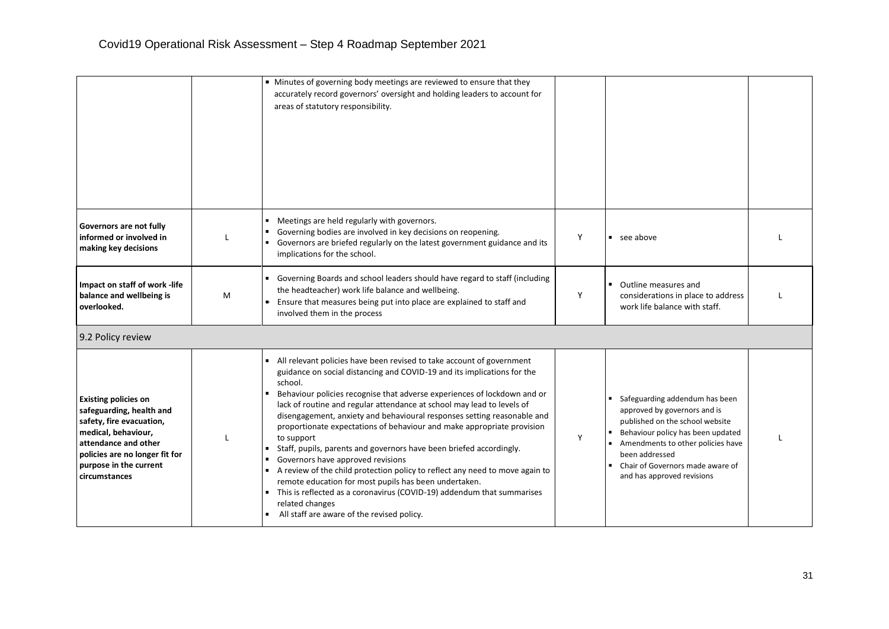Covid19 Operational Risk Assessment – Step 4 Roadmap September 2021

| | | | | | |
|---|---|---|---|---|---|
| | | ▪ Minutes of governing body meetings are reviewed to ensure that they accurately record governors' oversight and holding leaders to account for areas of statutory responsibility. | | | |
| **Governors are not fully informed or involved in making key decisions** | L | ▪ Meetings are held regularly with governors.<br>▪ Governing bodies are involved in key decisions on reopening.<br>▪ Governors are briefed regularly on the latest government guidance and its implications for the school. | Y | ▪ see above | L |
| **Impact on staff of work -life balance and wellbeing is overlooked.** | M | ▪ Governing Boards and school leaders should have regard to staff (including the headteacher) work life balance and wellbeing.<br>▪ Ensure that measures being put into place are explained to staff and involved them in the process | Y | ▪ Outline measures and considerations in place to address work life balance with staff. | L |
| 9.2 Policy review | | | | | |
| **Existing policies on safeguarding, health and safety, fire evacuation, medical, behaviour, attendance and other policies are no longer fit for purpose in the current circumstances** | L | ▪ All relevant policies have been revised to take account of government guidance on social distancing and COVID-19 and its implications for the school.<br>▪ Behaviour policies recognise that adverse experiences of lockdown and or lack of routine and regular attendance at school may lead to levels of disengagement, anxiety and behavioural responses setting reasonable and proportionate expectations of behaviour and make appropriate provision to support<br>▪ Staff, pupils, parents and governors have been briefed accordingly.<br>▪ Governors have approved revisions<br>▪ A review of the child protection policy to reflect any need to move again to remote education for most pupils has been undertaken.<br>▪ This is reflected as a coronavirus (COVID-19) addendum that summarises related changes<br>▪ All staff are aware of the revised policy. | Y | ▪ Safeguarding addendum has been approved by governors and is published on the school website<br>▪ Behaviour policy has been updated<br>▪ Amendments to other policies have been addressed<br>▪ Chair of Governors made aware of and has approved revisions | L |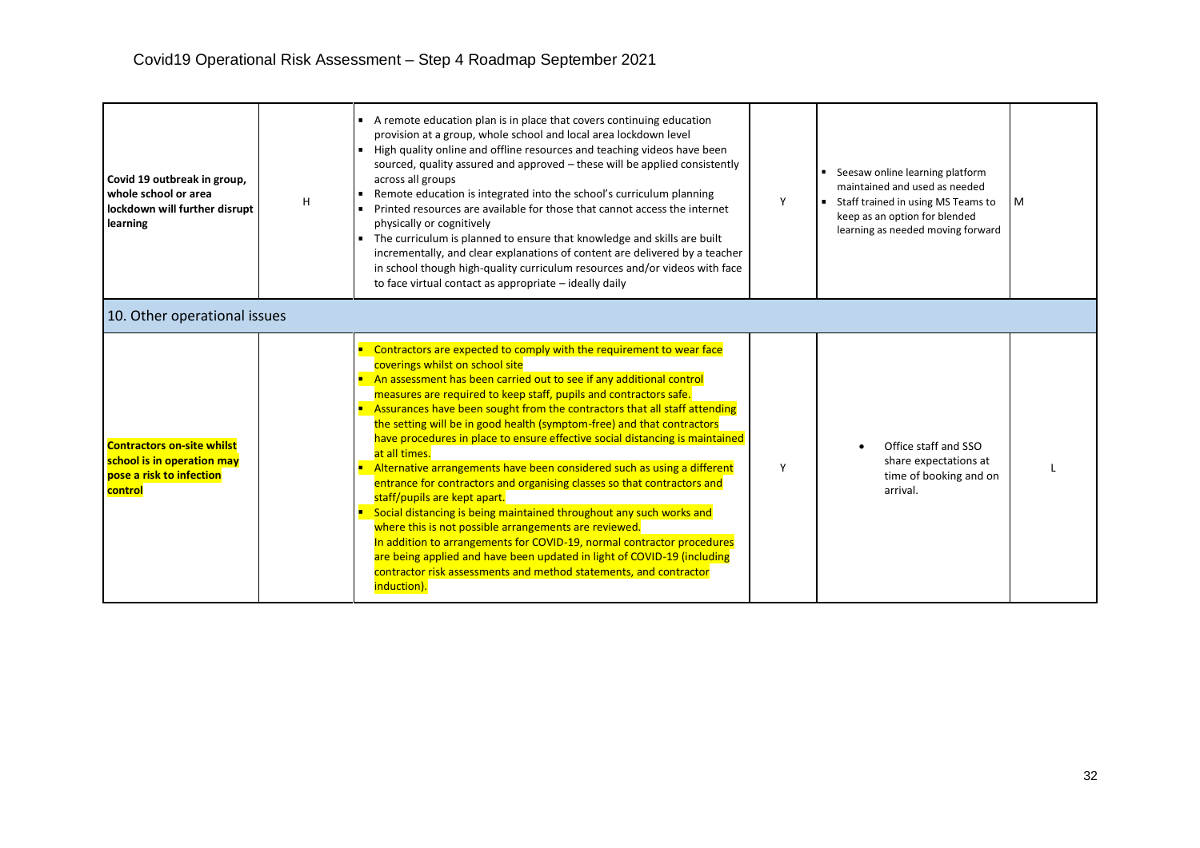Covid19 Operational Risk Assessment – Step 4 Roadmap September 2021

| | | | | | |
|---|---|---|---|---|---|
| **Covid 19 outbreak in group, whole school or area lockdown will further disrupt learning** | H | ▪ A remote education plan is in place that covers continuing education provision at a group, whole school and local area lockdown level<br>▪ High quality online and offline resources and teaching videos have been sourced, quality assured and approved – these will be applied consistently across all groups<br>▪ Remote education is integrated into the school's curriculum planning<br>▪ Printed resources are available for those that cannot access the internet physically or cognitively<br>▪ The curriculum is planned to ensure that knowledge and skills are built incrementally, and clear explanations of content are delivered by a teacher in school though high-quality curriculum resources and/or videos with face to face virtual contact as appropriate – ideally daily | Y | ▪ Seesaw online learning platform maintained and used as needed<br>▪ Staff trained in using MS Teams to keep as an option for blended learning as needed moving forward | M |
| **10. Other operational issues** | | | | | |
| **Contractors on-site whilst school is in operation may pose a risk to infection control** | | ▪ Contractors are expected to comply with the requirement to wear face coverings whilst on school site<br>▪ An assessment has been carried out to see if any additional control measures are required to keep staff, pupils and contractors safe.<br>▪ Assurances have been sought from the contractors that all staff attending the setting will be in good health (symptom-free) and that contractors have procedures in place to ensure effective social distancing is maintained at all times.<br>▪ Alternative arrangements have been considered such as using a different entrance for contractors and organising classes so that contractors and staff/pupils are kept apart.<br>▪ Social distancing is being maintained throughout any such works and where this is not possible arrangements are reviewed.<br>In addition to arrangements for COVID-19, normal contractor procedures are being applied and have been updated in light of COVID-19 (including contractor risk assessments and method statements, and contractor induction). | Y | • Office staff and SSO share expectations at time of booking and on arrival. | L |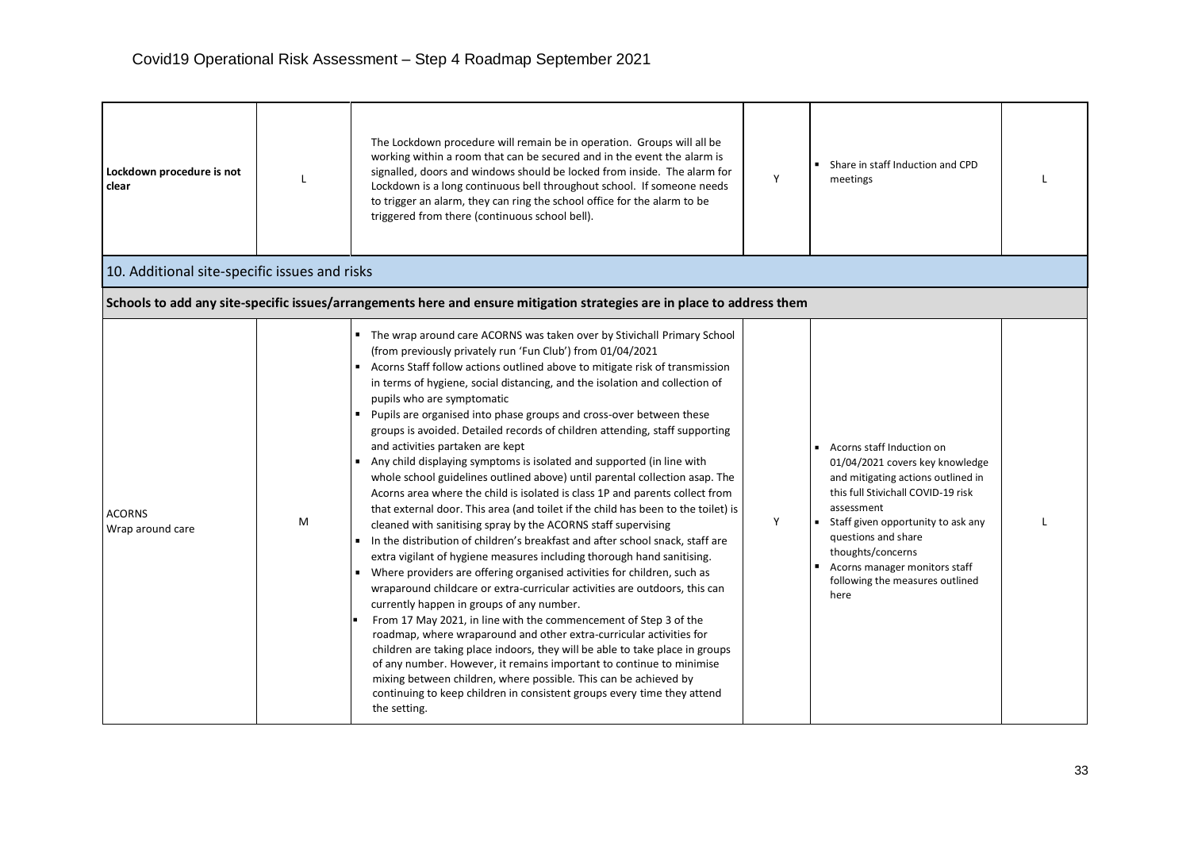| | | | | | |
|---|---|---|---|---|---|
| **Lockdown procedure is not clear** | L | The Lockdown procedure will remain be in operation. Groups will all be working within a room that can be secured and in the event the alarm is signalled, doors and windows should be locked from inside. The alarm for Lockdown is a long continuous bell throughout school. If someone needs to trigger an alarm, they can ring the school office for the alarm to be triggered from there (continuous school bell). | Y | ▪ Share in staff Induction and CPD meetings | L |
| 10. Additional site-specific issues and risks | | | | | |
| **Schools to add any site-specific issues/arrangements here and ensure mitigation strategies are in place to address them** | | | | | |
| ACORNS<br>Wrap around care | M | ▪ The wrap around care ACORNS was taken over by Stivichall Primary School (from previously privately run 'Fun Club') from 01/04/2021<br>▪ Acorns Staff follow actions outlined above to mitigate risk of transmission in terms of hygiene, social distancing, and the isolation and collection of pupils who are symptomatic<br>▪ Pupils are organised into phase groups and cross-over between these groups is avoided. Detailed records of children attending, staff supporting and activities partaken are kept<br>▪ Any child displaying symptoms is isolated and supported (in line with whole school guidelines outlined above) until parental collection asap. The Acorns area where the child is isolated is class 1P and parents collect from that external door. This area (and toilet if the child has been to the toilet) is cleaned with sanitising spray by the ACORNS staff supervising<br>▪ In the distribution of children's breakfast and after school snack, staff are extra vigilant of hygiene measures including thorough hand sanitising.<br>▪ Where providers are offering organised activities for children, such as wraparound childcare or extra-curricular activities are outdoors, this can currently happen in groups of any number.<br>▪ From 17 May 2021, in line with the commencement of Step 3 of the roadmap, where wraparound and other extra-curricular activities for children are taking place indoors, they will be able to take place in groups of any number. However, it remains important to continue to minimise mixing between children, where possible. This can be achieved by continuing to keep children in consistent groups every time they attend the setting. | Y | ▪ Acorns staff Induction on 01/04/2021 covers key knowledge and mitigating actions outlined in this full Stivichall COVID-19 risk assessment<br>▪ Staff given opportunity to ask any questions and share thoughts/concerns<br>▪ Acorns manager monitors staff following the measures outlined here | L |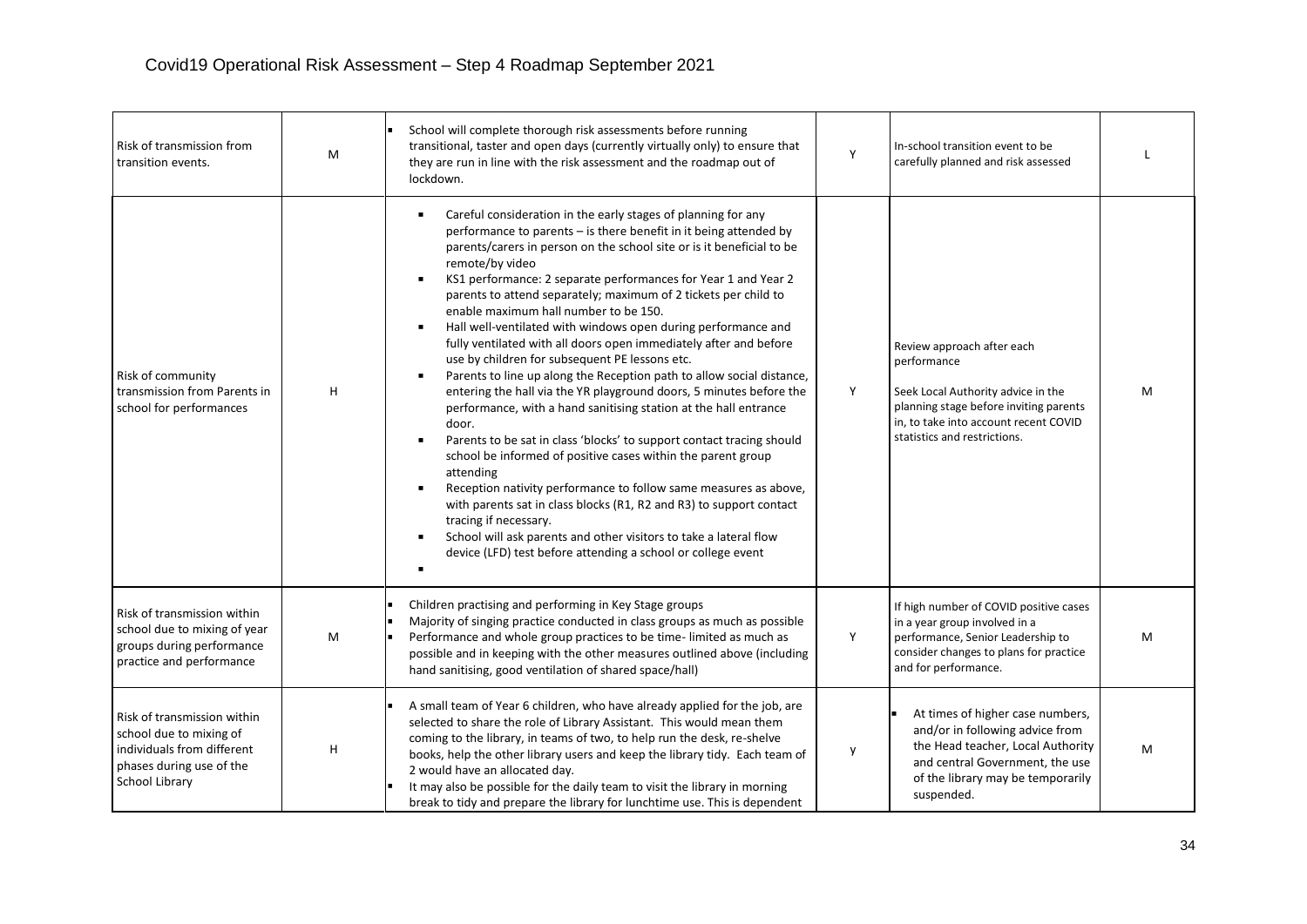| Risk of transmission from transition events. | M | ▪ School will complete thorough risk assessments before running transitional, taster and open days (currently virtually only) to ensure that they are run in line with the risk assessment and the roadmap out of lockdown. | Y | In-school transition event to be carefully planned and risk assessed | L |
|---|---|---|---|---|---|
| Risk of community transmission from Parents in school for performances | H | ▪ Careful consideration in the early stages of planning for any performance to parents – is there benefit in it being attended by parents/carers in person on the school site or is it beneficial to be remote/by video<br>▪ KS1 performance: 2 separate performances for Year 1 and Year 2 parents to attend separately; maximum of 2 tickets per child to enable maximum hall number to be 150.<br>▪ Hall well-ventilated with windows open during performance and fully ventilated with all doors open immediately after and before use by children for subsequent PE lessons etc.<br>▪ Parents to line up along the Reception path to allow social distance, entering the hall via the YR playground doors, 5 minutes before the performance, with a hand sanitising station at the hall entrance door.<br>▪ Parents to be sat in class 'blocks' to support contact tracing should school be informed of positive cases within the parent group attending<br>▪ Reception nativity performance to follow same measures as above, with parents sat in class blocks (R1, R2 and R3) to support contact tracing if necessary.<br>▪ School will ask parents and other visitors to take a lateral flow device (LFD) test before attending a school or college event<br>▪ | Y | Review approach after each performance<br><br>Seek Local Authority advice in the planning stage before inviting parents in, to take into account recent COVID statistics and restrictions. | M |
| Risk of transmission within school due to mixing of year groups during performance practice and performance | M | ▪ Children practising and performing in Key Stage groups<br>▪ Majority of singing practice conducted in class groups as much as possible<br>▪ Performance and whole group practices to be time- limited as much as possible and in keeping with the other measures outlined above (including hand sanitising, good ventilation of shared space/hall) | Y | If high number of COVID positive cases in a year group involved in a performance, Senior Leadership to consider changes to plans for practice and for performance. | M |
| Risk of transmission within school due to mixing of individuals from different phases during use of the School Library | H | ▪ A small team of Year 6 children, who have already applied for the job, are selected to share the role of Library Assistant. This would mean them coming to the library, in teams of two, to help run the desk, re-shelve books, help the other library users and keep the library tidy. Each team of 2 would have an allocated day.<br>▪ It may also be possible for the daily team to visit the library in morning break to tidy and prepare the library for lunchtime use. This is dependent | y | ▪ At times of higher case numbers, and/or in following advice from the Head teacher, Local Authority and central Government, the use of the library may be temporarily suspended. | M |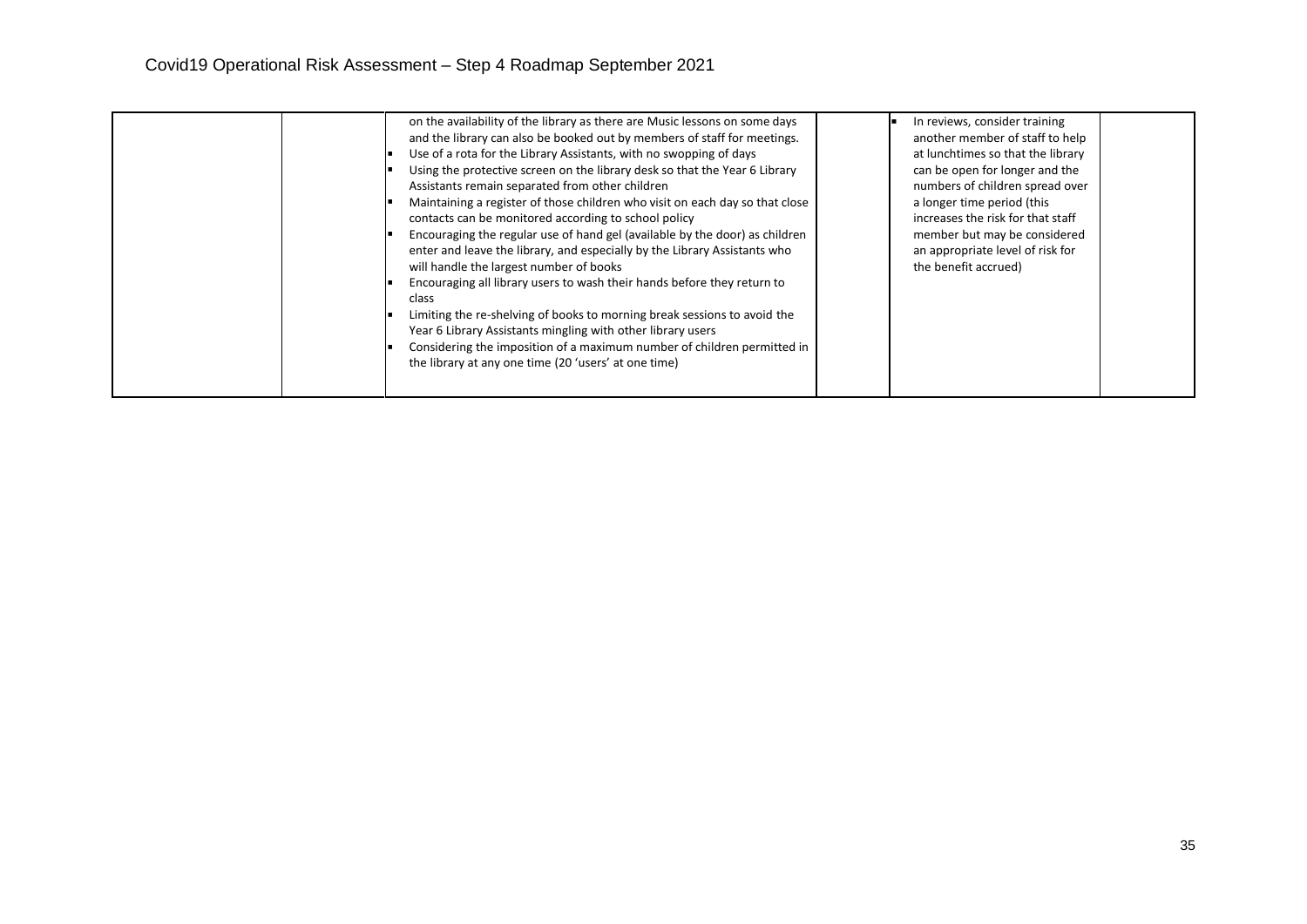| | | | | | |
|---|---|---|---|---|---|
| | | on the availability of the library as there are Music lessons on some days and the library can also be booked out by members of staff for meetings.<br>▪ Use of a rota for the Library Assistants, with no swopping of days<br>▪ Using the protective screen on the library desk so that the Year 6 Library Assistants remain separated from other children<br>▪ Maintaining a register of those children who visit on each day so that close contacts can be monitored according to school policy<br>▪ Encouraging the regular use of hand gel (available by the door) as children enter and leave the library, and especially by the Library Assistants who will handle the largest number of books<br>▪ Encouraging all library users to wash their hands before they return to class<br>▪ Limiting the re-shelving of books to morning break sessions to avoid the Year 6 Library Assistants mingling with other library users<br>▪ Considering the imposition of a maximum number of children permitted in the library at any one time (20 'users' at one time) | | ▪ In reviews, consider training another member of staff to help at lunchtimes so that the library can be open for longer and the numbers of children spread over a longer time period (this increases the risk for that staff member but may be considered an appropriate level of risk for the benefit accrued) | |